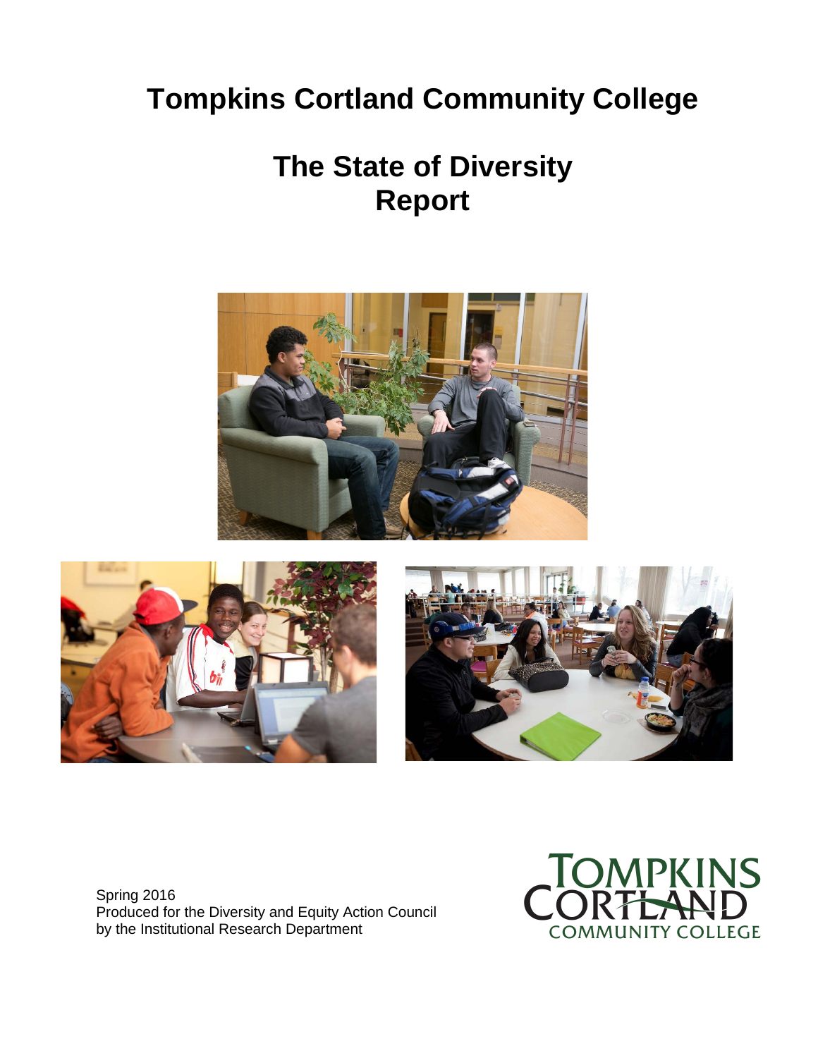# Tompkins Cortland Community College

## The State of Diversity Report

Spring 2016
Produced for the Diversity and Equity Action Council
by the Institutional Research Department

TOMPKINS CORTLAND COMMUNITY COLLEGE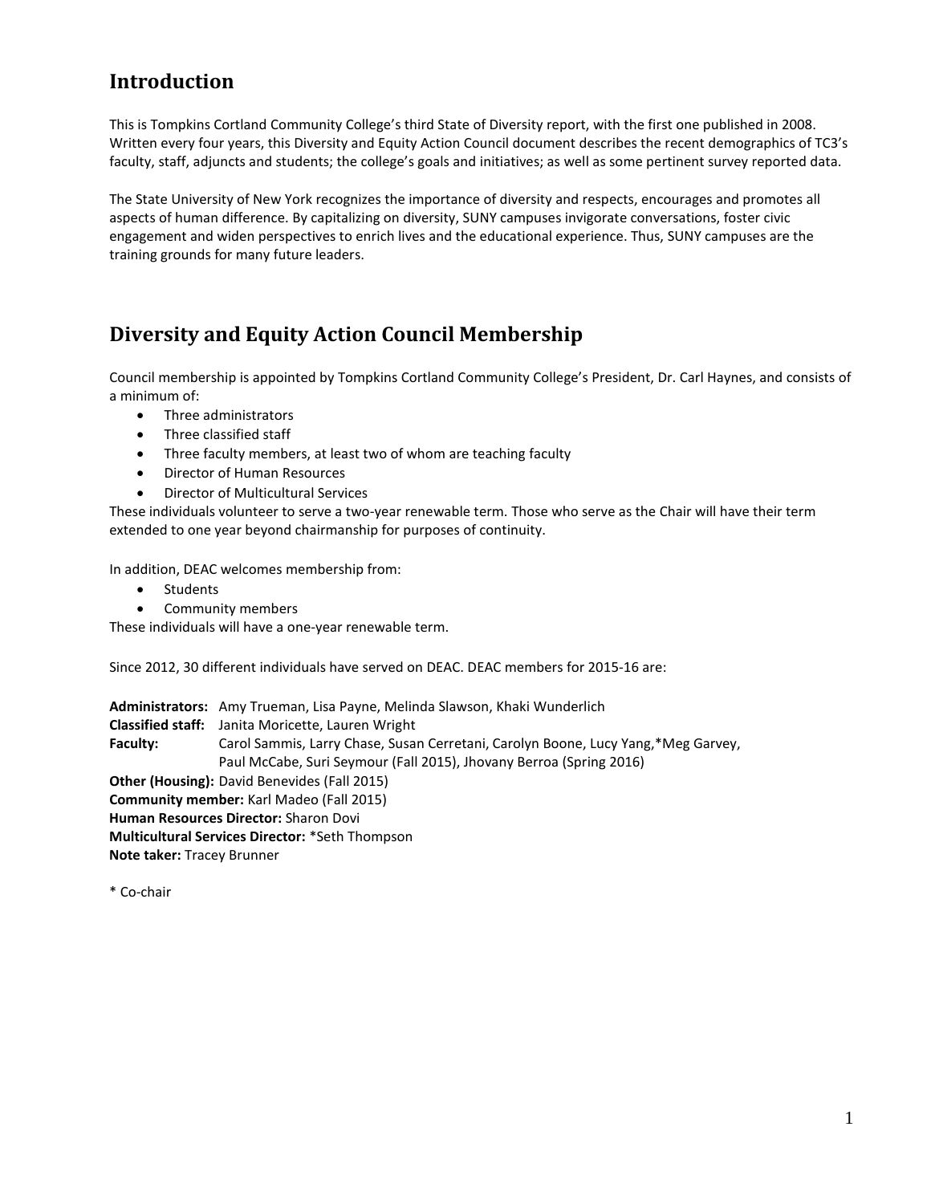## Introduction

This is Tompkins Cortland Community College's third State of Diversity report, with the first one published in 2008. Written every four years, this Diversity and Equity Action Council document describes the recent demographics of TC3's faculty, staff, adjuncts and students; the college's goals and initiatives; as well as some pertinent survey reported data.

The State University of New York recognizes the importance of diversity and respects, encourages and promotes all aspects of human difference. By capitalizing on diversity, SUNY campuses invigorate conversations, foster civic engagement and widen perspectives to enrich lives and the educational experience. Thus, SUNY campuses are the training grounds for many future leaders.

## Diversity and Equity Action Council Membership

Council membership is appointed by Tompkins Cortland Community College's President, Dr. Carl Haynes, and consists of a minimum of:

- Three administrators
- Three classified staff
- Three faculty members, at least two of whom are teaching faculty
- Director of Human Resources
- Director of Multicultural Services

These individuals volunteer to serve a two-year renewable term. Those who serve as the Chair will have their term extended to one year beyond chairmanship for purposes of continuity.

In addition, DEAC welcomes membership from:

- Students
- Community members

These individuals will have a one-year renewable term.

Since 2012, 30 different individuals have served on DEAC. DEAC members for 2015-16 are:

**Administrators:** Amy Trueman, Lisa Payne, Melinda Slawson, Khaki Wunderlich
**Classified staff:** Janita Moricette, Lauren Wright
**Faculty:** Carol Sammis, Larry Chase, Susan Cerretani, Carolyn Boone, Lucy Yang, *Meg Garvey, Paul McCabe, Suri Seymour (Fall 2015), Jhovany Berroa (Spring 2016)
**Other (Housing):** David Benevides (Fall 2015)
**Community member:** Karl Madeo (Fall 2015)
**Human Resources Director:** Sharon Dovi
**Multicultural Services Director:** *Seth Thompson
**Note taker:** Tracey Brunner

\* Co-chair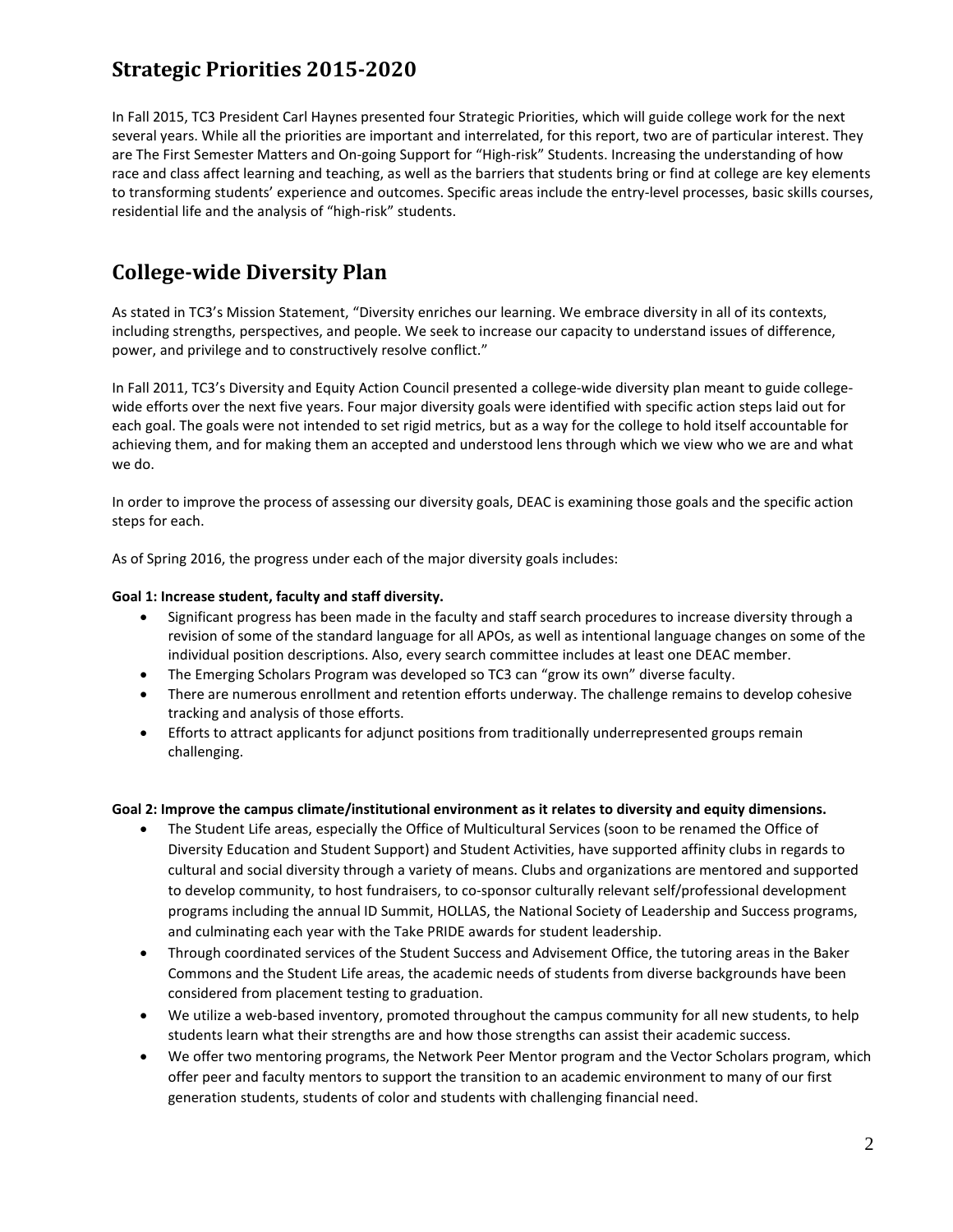## Strategic Priorities 2015-2020

In Fall 2015, TC3 President Carl Haynes presented four Strategic Priorities, which will guide college work for the next several years. While all the priorities are important and interrelated, for this report, two are of particular interest. They are The First Semester Matters and On-going Support for "High-risk" Students. Increasing the understanding of how race and class affect learning and teaching, as well as the barriers that students bring or find at college are key elements to transforming students' experience and outcomes. Specific areas include the entry-level processes, basic skills courses, residential life and the analysis of "high-risk" students.

## College-wide Diversity Plan

As stated in TC3's Mission Statement, "Diversity enriches our learning. We embrace diversity in all of its contexts, including strengths, perspectives, and people. We seek to increase our capacity to understand issues of difference, power, and privilege and to constructively resolve conflict."

In Fall 2011, TC3's Diversity and Equity Action Council presented a college-wide diversity plan meant to guide college-wide efforts over the next five years. Four major diversity goals were identified with specific action steps laid out for each goal. The goals were not intended to set rigid metrics, but as a way for the college to hold itself accountable for achieving them, and for making them an accepted and understood lens through which we view who we are and what we do.

In order to improve the process of assessing our diversity goals, DEAC is examining those goals and the specific action steps for each.

As of Spring 2016, the progress under each of the major diversity goals includes:

**Goal 1: Increase student, faculty and staff diversity.**

- Significant progress has been made in the faculty and staff search procedures to increase diversity through a revision of some of the standard language for all APOs, as well as intentional language changes on some of the individual position descriptions. Also, every search committee includes at least one DEAC member.
- The Emerging Scholars Program was developed so TC3 can "grow its own" diverse faculty.
- There are numerous enrollment and retention efforts underway. The challenge remains to develop cohesive tracking and analysis of those efforts.
- Efforts to attract applicants for adjunct positions from traditionally underrepresented groups remain challenging.

**Goal 2: Improve the campus climate/institutional environment as it relates to diversity and equity dimensions.**

- The Student Life areas, especially the Office of Multicultural Services (soon to be renamed the Office of Diversity Education and Student Support) and Student Activities, have supported affinity clubs in regards to cultural and social diversity through a variety of means. Clubs and organizations are mentored and supported to develop community, to host fundraisers, to co-sponsor culturally relevant self/professional development programs including the annual ID Summit, HOLLAS, the National Society of Leadership and Success programs, and culminating each year with the Take PRIDE awards for student leadership.
- Through coordinated services of the Student Success and Advisement Office, the tutoring areas in the Baker Commons and the Student Life areas, the academic needs of students from diverse backgrounds have been considered from placement testing to graduation.
- We utilize a web-based inventory, promoted throughout the campus community for all new students, to help students learn what their strengths are and how those strengths can assist their academic success.
- We offer two mentoring programs, the Network Peer Mentor program and the Vector Scholars program, which offer peer and faculty mentors to support the transition to an academic environment to many of our first generation students, students of color and students with challenging financial need.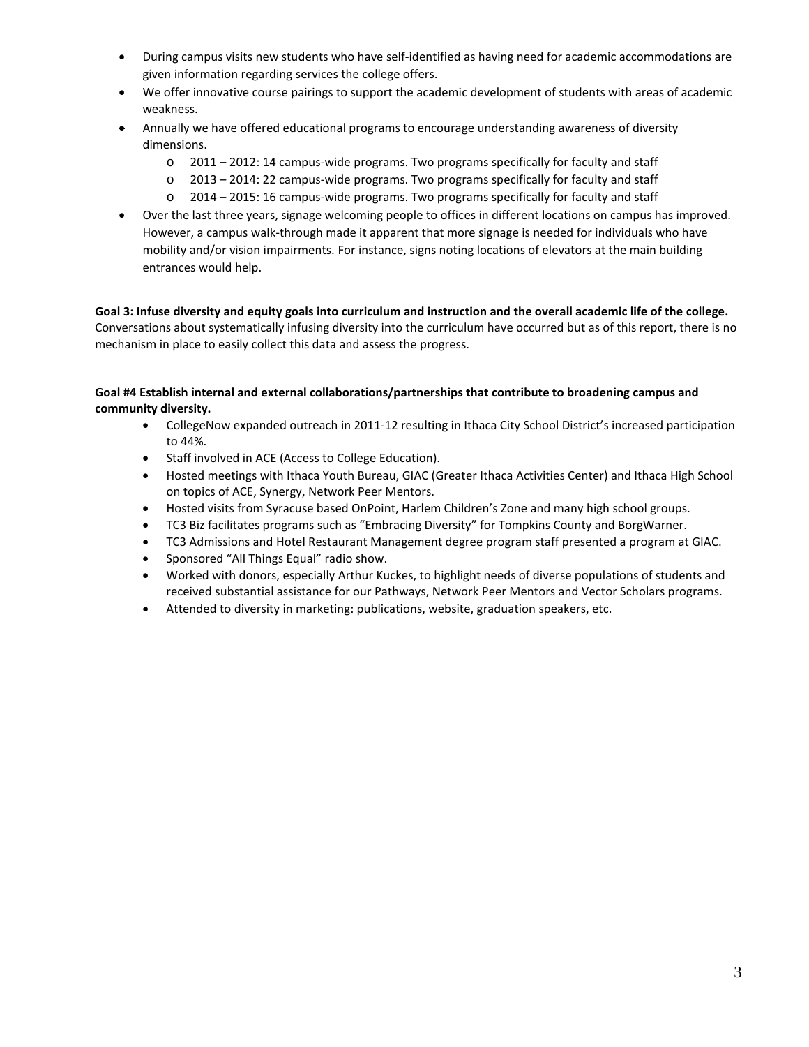- During campus visits new students who have self-identified as having need for academic accommodations are given information regarding services the college offers.
- We offer innovative course pairings to support the academic development of students with areas of academic weakness.
- Annually we have offered educational programs to encourage understanding awareness of diversity dimensions.
  - 2011 – 2012: 14 campus-wide programs. Two programs specifically for faculty and staff
  - 2013 – 2014: 22 campus-wide programs. Two programs specifically for faculty and staff
  - 2014 – 2015: 16 campus-wide programs. Two programs specifically for faculty and staff
- Over the last three years, signage welcoming people to offices in different locations on campus has improved. However, a campus walk-through made it apparent that more signage is needed for individuals who have mobility and/or vision impairments. For instance, signs noting locations of elevators at the main building entrances would help.

**Goal 3: Infuse diversity and equity goals into curriculum and instruction and the overall academic life of the college.**
Conversations about systematically infusing diversity into the curriculum have occurred but as of this report, there is no mechanism in place to easily collect this data and assess the progress.

**Goal #4 Establish internal and external collaborations/partnerships that contribute to broadening campus and community diversity.**

- CollegeNow expanded outreach in 2011-12 resulting in Ithaca City School District's increased participation to 44%.
- Staff involved in ACE (Access to College Education).
- Hosted meetings with Ithaca Youth Bureau, GIAC (Greater Ithaca Activities Center) and Ithaca High School on topics of ACE, Synergy, Network Peer Mentors.
- Hosted visits from Syracuse based OnPoint, Harlem Children's Zone and many high school groups.
- TC3 Biz facilitates programs such as "Embracing Diversity" for Tompkins County and BorgWarner.
- TC3 Admissions and Hotel Restaurant Management degree program staff presented a program at GIAC.
- Sponsored "All Things Equal" radio show.
- Worked with donors, especially Arthur Kuckes, to highlight needs of diverse populations of students and received substantial assistance for our Pathways, Network Peer Mentors and Vector Scholars programs.
- Attended to diversity in marketing: publications, website, graduation speakers, etc.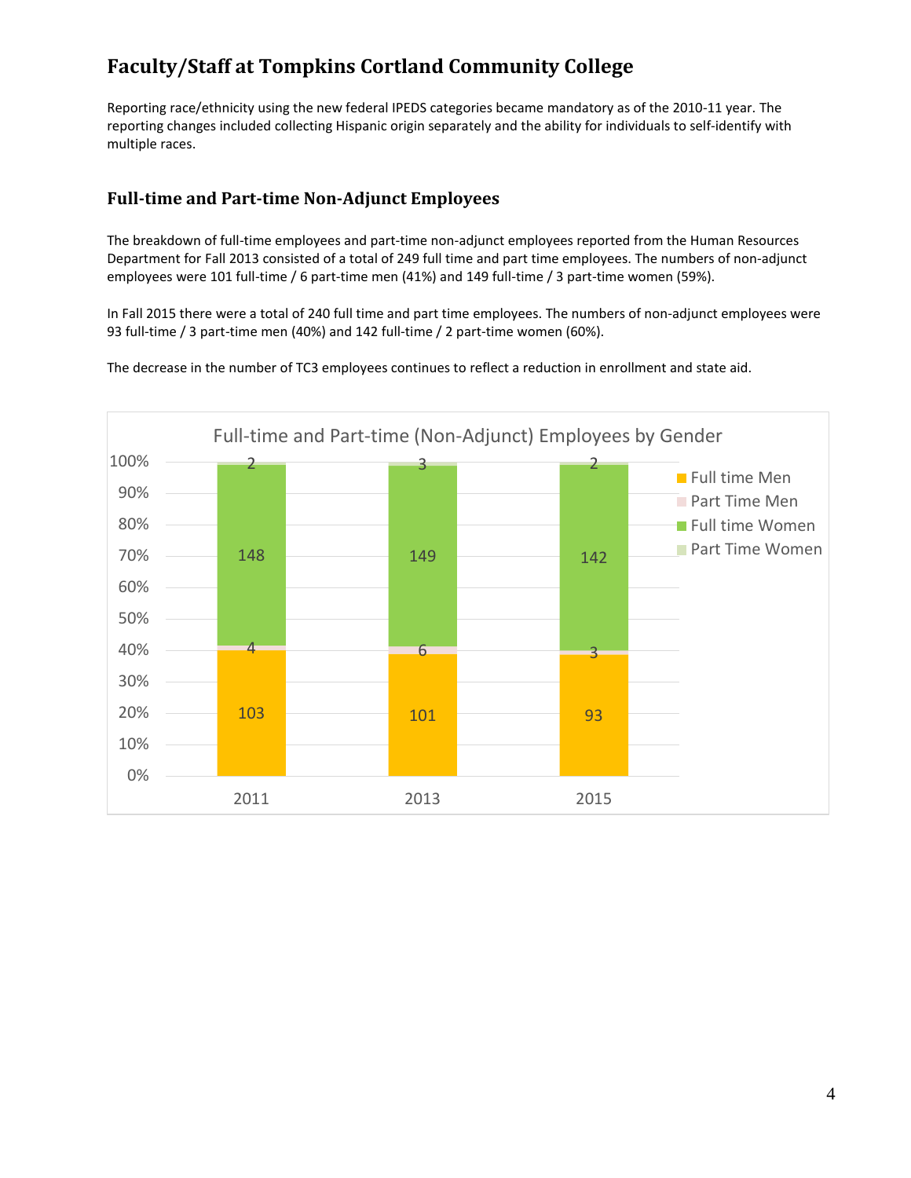# Faculty/Staff at Tompkins Cortland Community College

Reporting race/ethnicity using the new federal IPEDS categories became mandatory as of the 2010-11 year. The reporting changes included collecting Hispanic origin separately and the ability for individuals to self-identify with multiple races.

## Full-time and Part-time Non-Adjunct Employees

The breakdown of full-time employees and part-time non-adjunct employees reported from the Human Resources Department for Fall 2013 consisted of a total of 249 full time and part time employees. The numbers of non-adjunct employees were 101 full-time / 6 part-time men (41%) and 149 full-time / 3 part-time women (59%).

In Fall 2015 there were a total of 240 full time and part time employees. The numbers of non-adjunct employees were 93 full-time / 3 part-time men (40%) and 142 full-time / 2 part-time women (60%).

The decrease in the number of TC3 employees continues to reflect a reduction in enrollment and state aid.

**Full-time and Part-time (Non-Adjunct) Employees by Gender**

| | 2011 | 2013 | 2015 |
|---|---|---|---|
| Full time Men | 103 | 101 | 93 |
| Part Time Men | 4 | 6 | 3 |
| Full time Women | 148 | 149 | 142 |
| Part Time Women | 2 | 3 | 2 |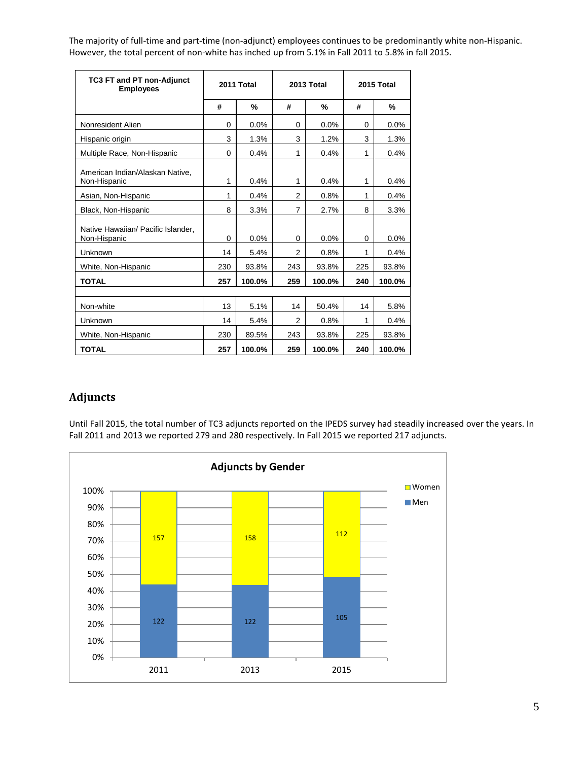The majority of full-time and part-time (non-adjunct) employees continues to be predominantly white non-Hispanic. However, the total percent of non-white has inched up from 5.1% in Fall 2011 to 5.8% in fall 2015.

| TC3 FT and PT non-Adjunct Employees | 2011 Total | | 2013 Total | | 2015 Total | |
|---|---|---|---|---|---|---|
| | # | % | # | % | # | % |
| Nonresident Alien | 0 | 0.0% | 0 | 0.0% | 0 | 0.0% |
| Hispanic origin | 3 | 1.3% | 3 | 1.2% | 3 | 1.3% |
| Multiple Race, Non-Hispanic | 0 | 0.4% | 1 | 0.4% | 1 | 0.4% |
| American Indian/Alaskan Native, Non-Hispanic | 1 | 0.4% | 1 | 0.4% | 1 | 0.4% |
| Asian, Non-Hispanic | 1 | 0.4% | 2 | 0.8% | 1 | 0.4% |
| Black, Non-Hispanic | 8 | 3.3% | 7 | 2.7% | 8 | 3.3% |
| Native Hawaiian/ Pacific Islander, Non-Hispanic | 0 | 0.0% | 0 | 0.0% | 0 | 0.0% |
| Unknown | 14 | 5.4% | 2 | 0.8% | 1 | 0.4% |
| White, Non-Hispanic | 230 | 93.8% | 243 | 93.8% | 225 | 93.8% |
| **TOTAL** | **257** | **100.0%** | **259** | **100.0%** | **240** | **100.0%** |
| | | | | | | |
| Non-white | 13 | 5.1% | 14 | 50.4% | 14 | 5.8% |
| Unknown | 14 | 5.4% | 2 | 0.8% | 1 | 0.4% |
| White, Non-Hispanic | 230 | 89.5% | 243 | 93.8% | 225 | 93.8% |
| **TOTAL** | **257** | **100.0%** | **259** | **100.0%** | **240** | **100.0%** |

## Adjuncts

Until Fall 2015, the total number of TC3 adjuncts reported on the IPEDS survey had steadily increased over the years. In Fall 2011 and 2013 we reported 279 and 280 respectively. In Fall 2015 we reported 217 adjuncts.

**Adjuncts by Gender**

| | 2011 | 2013 | 2015 |
|---|---|---|---|
| Women | 157 | 158 | 112 |
| Men | 122 | 122 | 105 |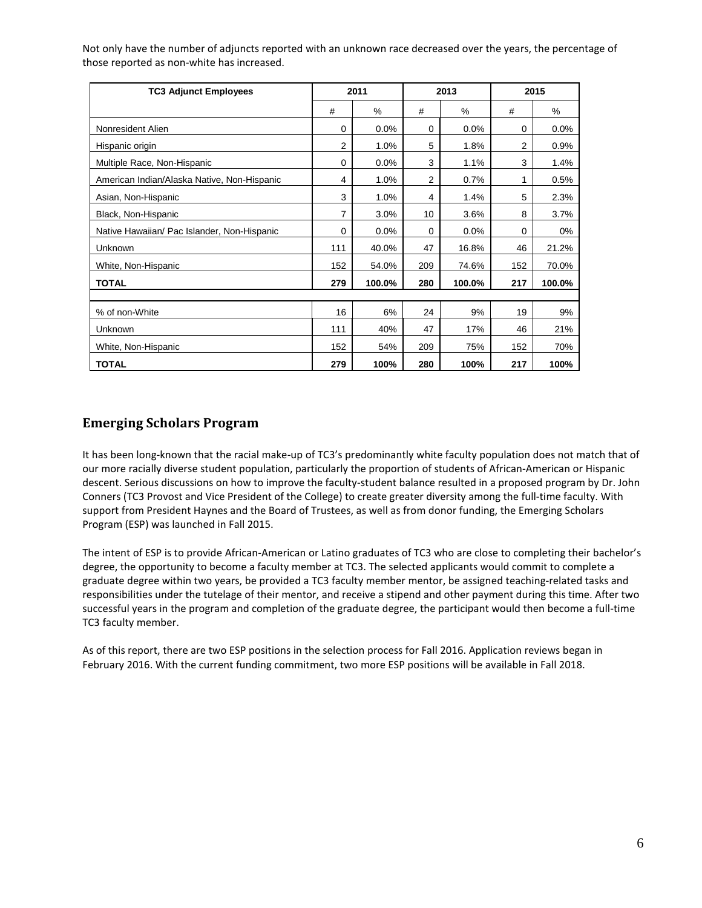Not only have the number of adjuncts reported with an unknown race decreased over the years, the percentage of those reported as non-white has increased.

| TC3 Adjunct Employees | 2011 | | 2013 | | 2015 | |
|---|---|---|---|---|---|---|
| | # | % | # | % | # | % |
| Nonresident Alien | 0 | 0.0% | 0 | 0.0% | 0 | 0.0% |
| Hispanic origin | 2 | 1.0% | 5 | 1.8% | 2 | 0.9% |
| Multiple Race, Non-Hispanic | 0 | 0.0% | 3 | 1.1% | 3 | 1.4% |
| American Indian/Alaska Native, Non-Hispanic | 4 | 1.0% | 2 | 0.7% | 1 | 0.5% |
| Asian, Non-Hispanic | 3 | 1.0% | 4 | 1.4% | 5 | 2.3% |
| Black, Non-Hispanic | 7 | 3.0% | 10 | 3.6% | 8 | 3.7% |
| Native Hawaiian/ Pac Islander, Non-Hispanic | 0 | 0.0% | 0 | 0.0% | 0 | 0% |
| Unknown | 111 | 40.0% | 47 | 16.8% | 46 | 21.2% |
| White, Non-Hispanic | 152 | 54.0% | 209 | 74.6% | 152 | 70.0% |
| **TOTAL** | **279** | **100.0%** | **280** | **100.0%** | **217** | **100.0%** |
| | | | | | | |
| % of non-White | 16 | 6% | 24 | 9% | 19 | 9% |
| Unknown | 111 | 40% | 47 | 17% | 46 | 21% |
| White, Non-Hispanic | 152 | 54% | 209 | 75% | 152 | 70% |
| **TOTAL** | **279** | **100%** | **280** | **100%** | **217** | **100%** |

## Emerging Scholars Program

It has been long-known that the racial make-up of TC3's predominantly white faculty population does not match that of our more racially diverse student population, particularly the proportion of students of African-American or Hispanic descent. Serious discussions on how to improve the faculty-student balance resulted in a proposed program by Dr. John Conners (TC3 Provost and Vice President of the College) to create greater diversity among the full-time faculty. With support from President Haynes and the Board of Trustees, as well as from donor funding, the Emerging Scholars Program (ESP) was launched in Fall 2015.

The intent of ESP is to provide African-American or Latino graduates of TC3 who are close to completing their bachelor's degree, the opportunity to become a faculty member at TC3. The selected applicants would commit to complete a graduate degree within two years, be provided a TC3 faculty member mentor, be assigned teaching-related tasks and responsibilities under the tutelage of their mentor, and receive a stipend and other payment during this time. After two successful years in the program and completion of the graduate degree, the participant would then become a full-time TC3 faculty member.

As of this report, there are two ESP positions in the selection process for Fall 2016. Application reviews began in February 2016. With the current funding commitment, two more ESP positions will be available in Fall 2018.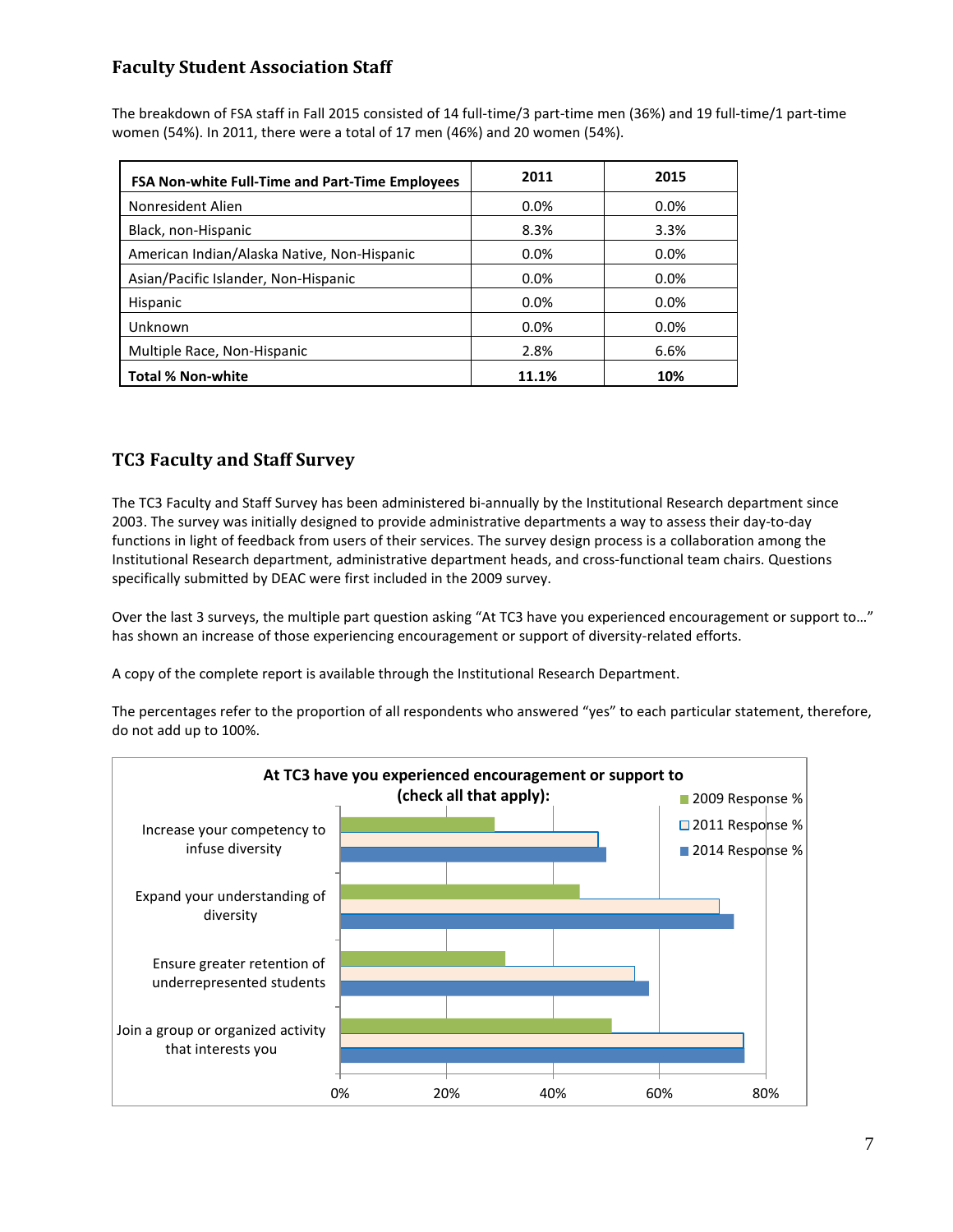## Faculty Student Association Staff

The breakdown of FSA staff in Fall 2015 consisted of 14 full-time/3 part-time men (36%) and 19 full-time/1 part-time women (54%). In 2011, there were a total of 17 men (46%) and 20 women (54%).

| FSA Non-white Full-Time and Part-Time Employees | 2011 | 2015 |
|---|---|---|
| Nonresident Alien | 0.0% | 0.0% |
| Black, non-Hispanic | 8.3% | 3.3% |
| American Indian/Alaska Native, Non-Hispanic | 0.0% | 0.0% |
| Asian/Pacific Islander, Non-Hispanic | 0.0% | 0.0% |
| Hispanic | 0.0% | 0.0% |
| Unknown | 0.0% | 0.0% |
| Multiple Race, Non-Hispanic | 2.8% | 6.6% |
| **Total % Non-white** | **11.1%** | **10%** |

## TC3 Faculty and Staff Survey

The TC3 Faculty and Staff Survey has been administered bi-annually by the Institutional Research department since 2003. The survey was initially designed to provide administrative departments a way to assess their day-to-day functions in light of feedback from users of their services. The survey design process is a collaboration among the Institutional Research department, administrative department heads, and cross-functional team chairs. Questions specifically submitted by DEAC were first included in the 2009 survey.

Over the last 3 surveys, the multiple part question asking "At TC3 have you experienced encouragement or support to…" has shown an increase of those experiencing encouragement or support of diversity-related efforts.

A copy of the complete report is available through the Institutional Research Department.

The percentages refer to the proportion of all respondents who answered "yes" to each particular statement, therefore, do not add up to 100%.

**At TC3 have you experienced encouragement or support to (check all that apply):**

| | 2009 Response % | 2011 Response % | 2014 Response % |
|---|---|---|---|
| Increase your competency to infuse diversity | ~29% | ~48% | ~50% |
| Expand your understanding of diversity | ~45% | ~71% | ~74% |
| Ensure greater retention of underrepresented students | ~31% | ~55% | ~58% |
| Join a group or organized activity that interests you | ~51% | ~76% | ~76% |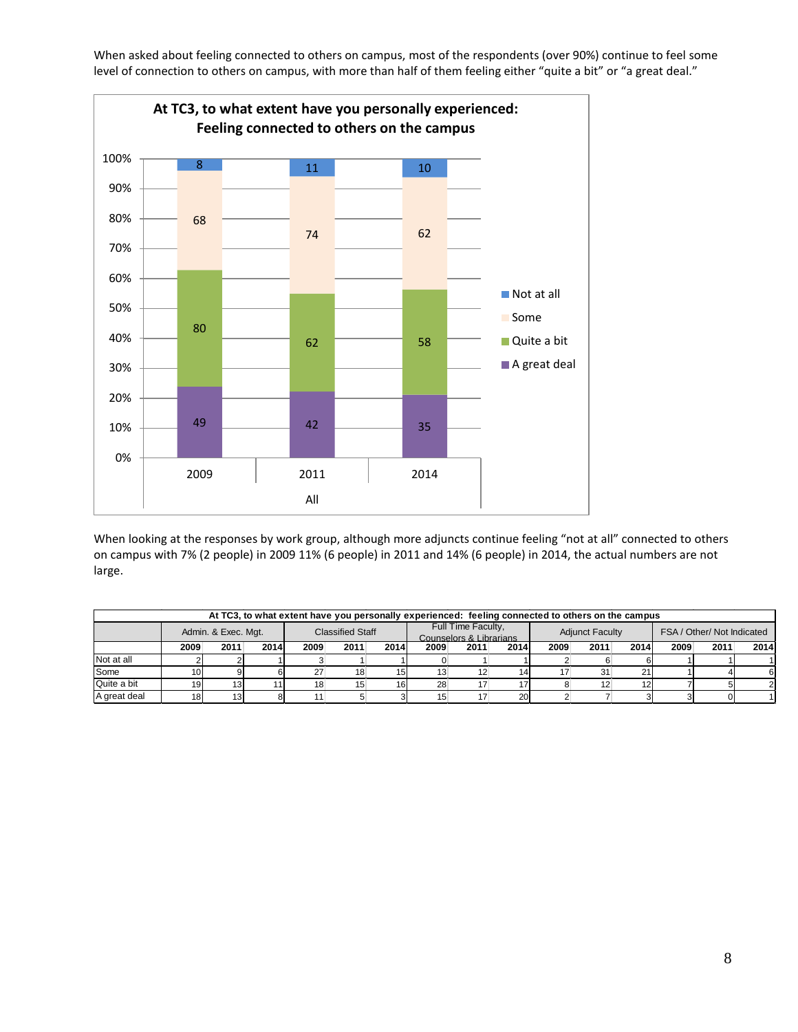When asked about feeling connected to others on campus, most of the respondents (over 90%) continue to feel some level of connection to others on campus, with more than half of them feeling either "quite a bit" or "a great deal."

**At TC3, to what extent have you personally experienced: Feeling connected to others on the campus**

| All | 2009 | 2011 | 2014 |
|---|---|---|---|
| Not at all | 8 | 11 | 10 |
| Some | 68 | 74 | 62 |
| Quite a bit | 80 | 62 | 58 |
| A great deal | 49 | 42 | 35 |

When looking at the responses by work group, although more adjuncts continue feeling "not at all" connected to others on campus with 7% (2 people) in 2009 11% (6 people) in 2011 and 14% (6 people) in 2014, the actual numbers are not large.

**At TC3, to what extent have you personally experienced: feeling connected to others on the campus**

| | Admin. & Exec. Mgt. | | | Classified Staff | | | Full Time Faculty, Counselors & Librarians | | | Adjunct Faculty | | | FSA / Other/ Not Indicated | | |
|---|---|---|---|---|---|---|---|---|---|---|---|---|---|---|---|
| | 2009 | 2011 | 2014 | 2009 | 2011 | 2014 | 2009 | 2011 | 2014 | 2009 | 2011 | 2014 | 2009 | 2011 | 2014 |
| Not at all | 2 | 2 | 1 | 3 | 1 | 1 | 0 | 1 | 1 | 2 | 6 | 6 | 1 | 1 | 1 |
| Some | 10 | 9 | 6 | 27 | 18 | 15 | 13 | 12 | 14 | 17 | 31 | 21 | 1 | 4 | 6 |
| Quite a bit | 19 | 13 | 11 | 18 | 15 | 16 | 28 | 17 | 17 | 8 | 12 | 12 | 7 | 5 | 2 |
| A great deal | 18 | 13 | 8 | 11 | 5 | 3 | 15 | 17 | 20 | 2 | 7 | 3 | 3 | 0 | 1 |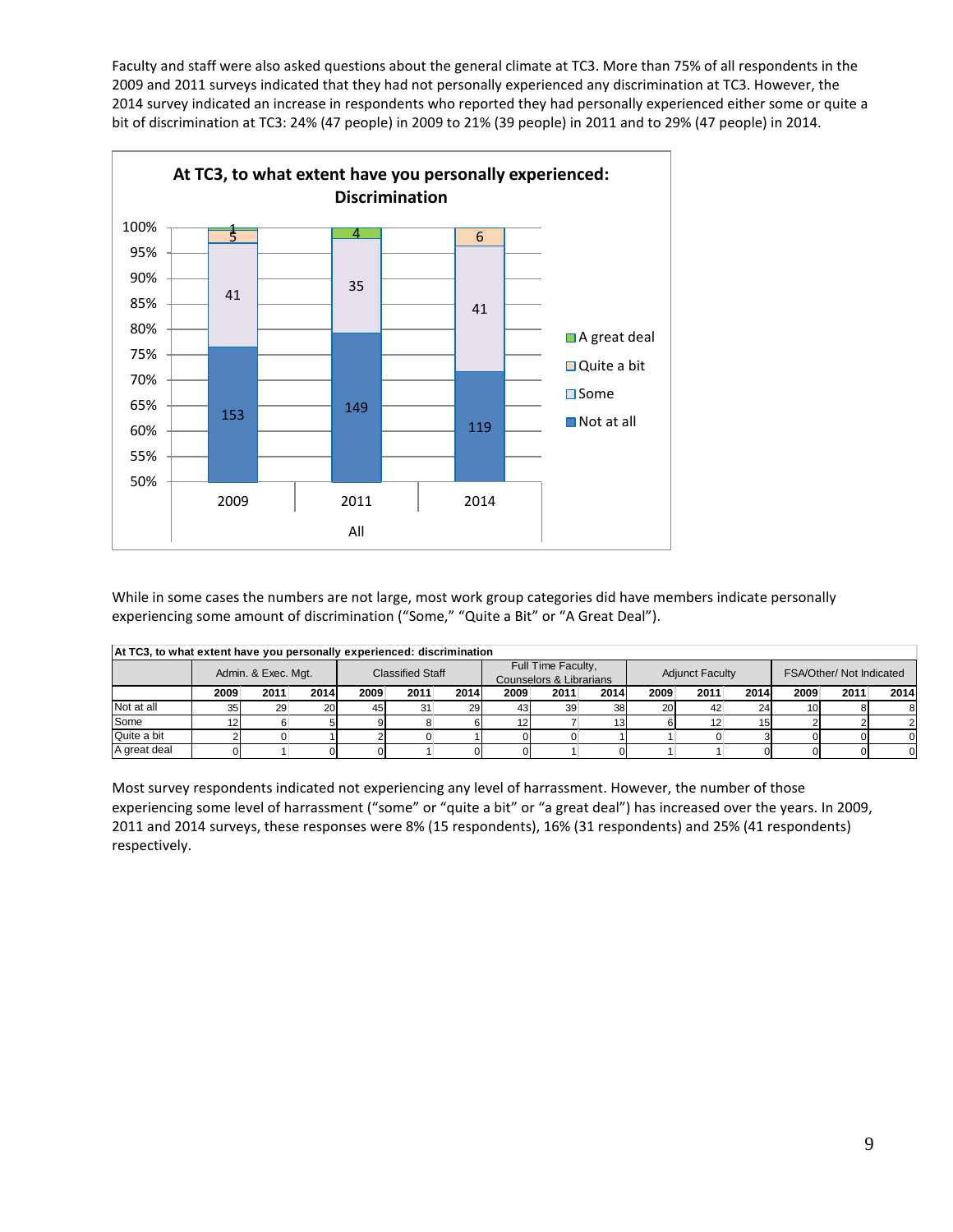Faculty and staff were also asked questions about the general climate at TC3. More than 75% of all respondents in the 2009 and 2011 surveys indicated that they had not personally experienced any discrimination at TC3. However, the 2014 survey indicated an increase in respondents who reported they had personally experienced either some or quite a bit of discrimination at TC3: 24% (47 people) in 2009 to 21% (39 people) in 2011 and to 29% (47 people) in 2014.

**At TC3, to what extent have you personally experienced: Discrimination**

| All | 2009 | 2011 | 2014 |
|---|---|---|---|
| A great deal | 1 | 4 | |
| Quite a bit | 5 | | 6 |
| Some | 41 | 35 | 41 |
| Not at all | 153 | 149 | 119 |

While in some cases the numbers are not large, most work group categories did have members indicate personally experiencing some amount of discrimination ("Some," "Quite a Bit" or "A Great Deal").

| At TC3, to what extent have you personally experienced: discrimination | Admin. & Exec. Mgt. | | | Classified Staff | | | Full Time Faculty, Counselors & Librarians | | | Adjunct Faculty | | | FSA/Other/ Not Indicated | | |
|---|---|---|---|---|---|---|---|---|---|---|---|---|---|---|---|
| | 2009 | 2011 | 2014 | 2009 | 2011 | 2014 | 2009 | 2011 | 2014 | 2009 | 2011 | 2014 | 2009 | 2011 | 2014 |
| Not at all | 35 | 29 | 20 | 45 | 31 | 29 | 43 | 39 | 38 | 20 | 42 | 24 | 10 | 8 | 8 |
| Some | 12 | 6 | 5 | 9 | 8 | 6 | 12 | 7 | 13 | 6 | 12 | 15 | 2 | 2 | 2 |
| Quite a bit | 2 | 0 | 1 | 2 | 0 | 1 | 0 | 0 | 1 | 1 | 0 | 3 | 0 | 0 | 0 |
| A great deal | 0 | 1 | 0 | 0 | 1 | 0 | 0 | 1 | 0 | 1 | 1 | 0 | 0 | 0 | 0 |

Most survey respondents indicated not experiencing any level of harrassment. However, the number of those experiencing some level of harrassment ("some" or "quite a bit" or "a great deal") has increased over the years. In 2009, 2011 and 2014 surveys, these responses were 8% (15 respondents), 16% (31 respondents) and 25% (41 respondents) respectively.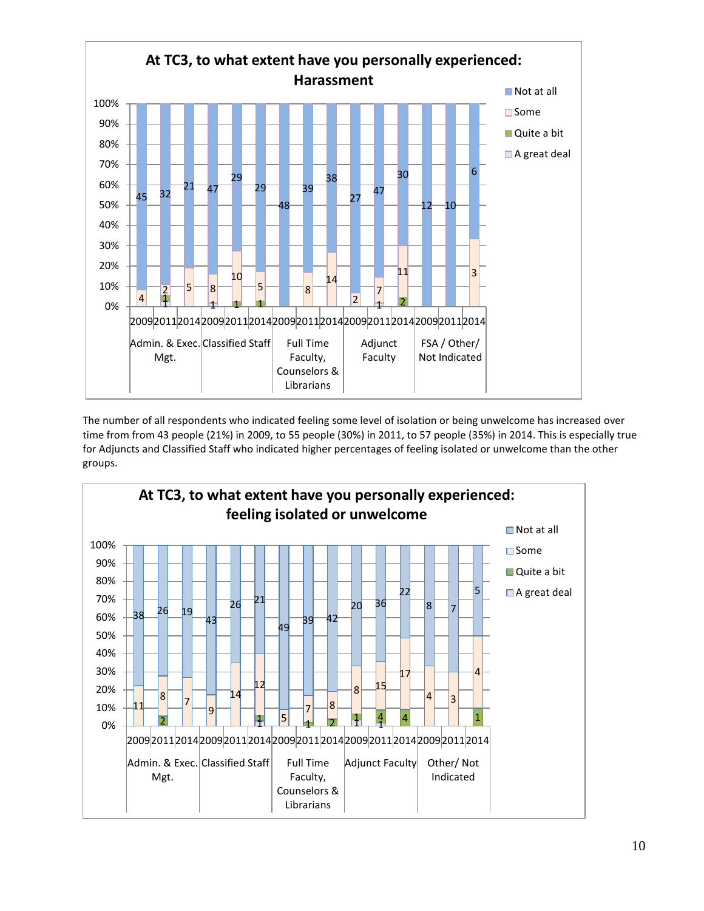**At TC3, to what extent have you personally experienced: Harassment**

| Group | Year | Not at all | Some | Quite a bit | A great deal |
|---|---|---|---|---|---|
| Admin. & Exec. Mgt. | 2009 | 45 | 4 | | |
| | 2011 | 32 | 2 | 1 | 1 |
| | 2014 | 21 | 5 | | |
| Classified Staff | 2009 | 47 | 8 | | 1 |
| | 2011 | 29 | 10 | 1 | |
| | 2014 | 29 | 5 | 1 | |
| Full Time Faculty, Counselors & Librarians | 2009 | 48 | | | |
| | 2011 | 39 | 8 | | |
| | 2014 | 38 | 14 | | |
| Adjunct Faculty | 2009 | 27 | 2 | | |
| | 2011 | 47 | 7 | | 1 |
| | 2014 | 30 | 11 | 2 | |
| FSA / Other/ Not Indicated | 2009 | 12 | | | |
| | 2011 | 10 | | | |
| | 2014 | 6 | 3 | | |

The number of all respondents who indicated feeling some level of isolation or being unwelcome has increased over time from from 43 people (21%) in 2009, to 55 people (30%) in 2011, to 57 people (35%) in 2014. This is especially true for Adjuncts and Classified Staff who indicated higher percentages of feeling isolated or unwelcome than the other groups.

**At TC3, to what extent have you personally experienced: feeling isolated or unwelcome**

| Group | Year | Not at all | Some | Quite a bit | A great deal |
|---|---|---|---|---|---|
| Admin. & Exec. Mgt. | 2009 | 38 | 11 | | |
| | 2011 | 26 | 8 | 2 | |
| | 2014 | 19 | 7 | | |
| Classified Staff | 2009 | 43 | 9 | | |
| | 2011 | 26 | 14 | | |
| | 2014 | 21 | 12 | 1 | 1 |
| Full Time Faculty, Counselors & Librarians | 2009 | 49 | 5 | | |
| | 2011 | 39 | 7 | 1 | |
| | 2014 | 42 | 8 | 2 | |
| Adjunct Faculty | 2009 | 20 | 8 | 1 | 1 |
| | 2011 | 36 | 15 | 4 | 1 |
| | 2014 | 22 | 17 | 4 | |
| Other/ Not Indicated | 2009 | 8 | 4 | | |
| | 2011 | 7 | 3 | | |
| | 2014 | 5 | 4 | 1 | |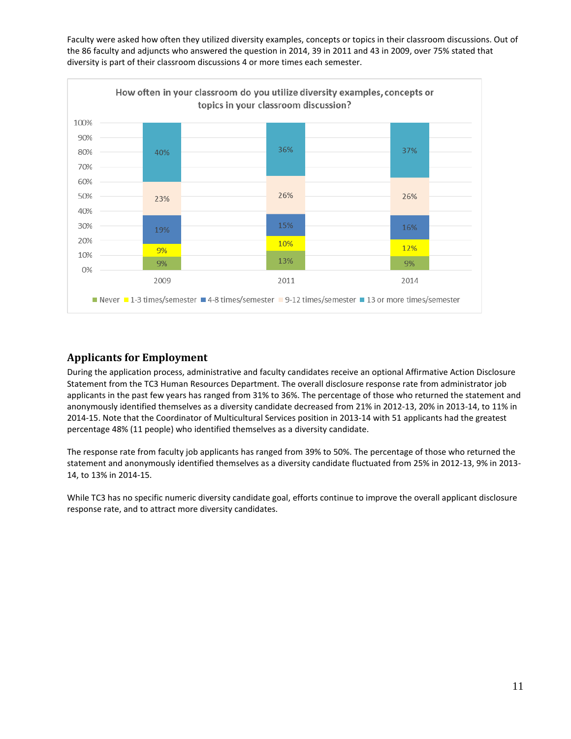Faculty were asked how often they utilized diversity examples, concepts or topics in their classroom discussions. Out of the 86 faculty and adjuncts who answered the question in 2014, 39 in 2011 and 43 in 2009, over 75% stated that diversity is part of their classroom discussions 4 or more times each semester.

**How often in your classroom do you utilize diversity examples, concepts or topics in your classroom discussion?**

| | 2009 | 2011 | 2014 |
|---|---|---|---|
| Never | 9% | 13% | 9% |
| 1-3 times/semester | 9% | 10% | 12% |
| 4-8 times/semester | 19% | 15% | 16% |
| 9-12 times/semester | 23% | 26% | 26% |
| 13 or more times/semester | 40% | 36% | 37% |

## Applicants for Employment

During the application process, administrative and faculty candidates receive an optional Affirmative Action Disclosure Statement from the TC3 Human Resources Department. The overall disclosure response rate from administrator job applicants in the past few years has ranged from 31% to 36%. The percentage of those who returned the statement and anonymously identified themselves as a diversity candidate decreased from 21% in 2012-13, 20% in 2013-14, to 11% in 2014-15. Note that the Coordinator of Multicultural Services position in 2013-14 with 51 applicants had the greatest percentage 48% (11 people) who identified themselves as a diversity candidate.

The response rate from faculty job applicants has ranged from 39% to 50%. The percentage of those who returned the statement and anonymously identified themselves as a diversity candidate fluctuated from 25% in 2012-13, 9% in 2013-14, to 13% in 2014-15.

While TC3 has no specific numeric diversity candidate goal, efforts continue to improve the overall applicant disclosure response rate, and to attract more diversity candidates.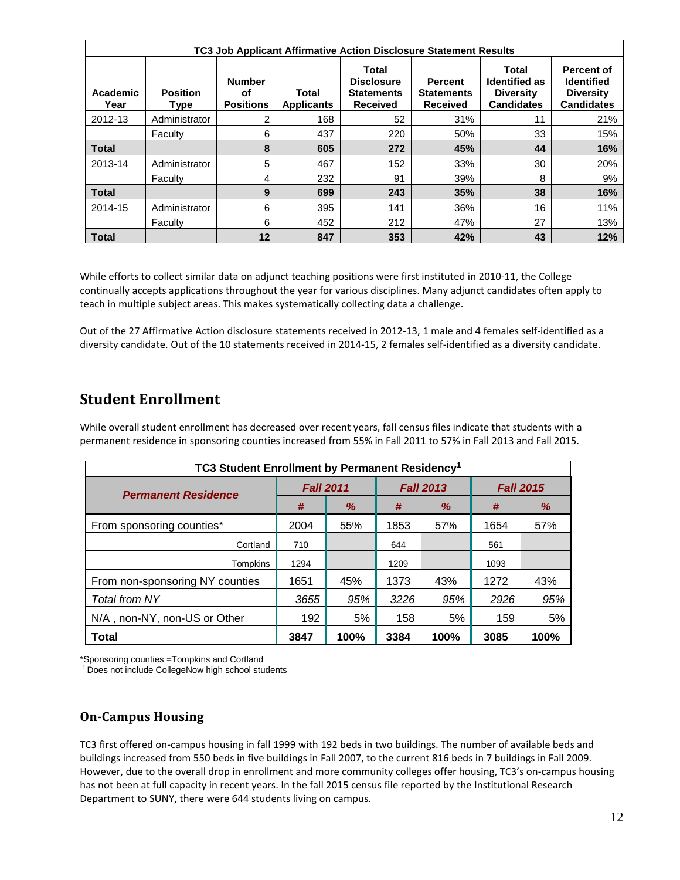| TC3 Job Applicant Affirmative Action Disclosure Statement Results | | | | | | | |
|---|---|---|---|---|---|---|---|
| **Academic Year** | **Position Type** | **Number of Positions** | **Total Applicants** | **Total Disclosure Statements Received** | **Percent Statements Received** | **Total Identified as Diversity Candidates** | **Percent of Identified Diversity Candidates** |
| 2012-13 | Administrator | 2 | 168 | 52 | 31% | 11 | 21% |
| | Faculty | 6 | 437 | 220 | 50% | 33 | 15% |
| **Total** | | **8** | **605** | **272** | **45%** | **44** | **16%** |
| 2013-14 | Administrator | 5 | 467 | 152 | 33% | 30 | 20% |
| | Faculty | 4 | 232 | 91 | 39% | 8 | 9% |
| **Total** | | **9** | **699** | **243** | **35%** | **38** | **16%** |
| 2014-15 | Administrator | 6 | 395 | 141 | 36% | 16 | 11% |
| | Faculty | 6 | 452 | 212 | 47% | 27 | 13% |
| **Total** | | **12** | **847** | **353** | **42%** | **43** | **12%** |

While efforts to collect similar data on adjunct teaching positions were first instituted in 2010-11, the College continually accepts applications throughout the year for various disciplines. Many adjunct candidates often apply to teach in multiple subject areas. This makes systematically collecting data a challenge.

Out of the 27 Affirmative Action disclosure statements received in 2012-13, 1 male and 4 females self-identified as a diversity candidate. Out of the 10 statements received in 2014-15, 2 females self-identified as a diversity candidate.

## Student Enrollment

While overall student enrollment has decreased over recent years, fall census files indicate that students with a permanent residence in sponsoring counties increased from 55% in Fall 2011 to 57% in Fall 2013 and Fall 2015.

| TC3 Student Enrollment by Permanent Residency[1] | | | | | | |
|---|---|---|---|---|---|---|
| ***Permanent Residence*** | ***Fall 2011*** | | ***Fall 2013*** | | ***Fall 2015*** | |
| | ***#*** | ***%*** | ***#*** | ***%*** | ***#*** | ***%*** |
| From sponsoring counties* | 2004 | 55% | 1853 | 57% | 1654 | 57% |
| Cortland | 710 | | 644 | | 561 | |
| Tompkins | 1294 | | 1209 | | 1093 | |
| From non-sponsoring NY counties | 1651 | 45% | 1373 | 43% | 1272 | 43% |
| *Total from NY* | *3655* | *95%* | *3226* | *95%* | *2926* | *95%* |
| N/A , non-NY, non-US or Other | 192 | 5% | 158 | 5% | 159 | 5% |
| **Total** | **3847** | **100%** | **3384** | **100%** | **3085** | **100%** |

*Sponsoring counties =Tompkins and Cortland

[1] Does not include CollegeNow high school students

### On-Campus Housing

TC3 first offered on-campus housing in fall 1999 with 192 beds in two buildings. The number of available beds and buildings increased from 550 beds in five buildings in Fall 2007, to the current 816 beds in 7 buildings in Fall 2009. However, due to the overall drop in enrollment and more community colleges offer housing, TC3's on-campus housing has not been at full capacity in recent years. In the fall 2015 census file reported by the Institutional Research Department to SUNY, there were 644 students living on campus.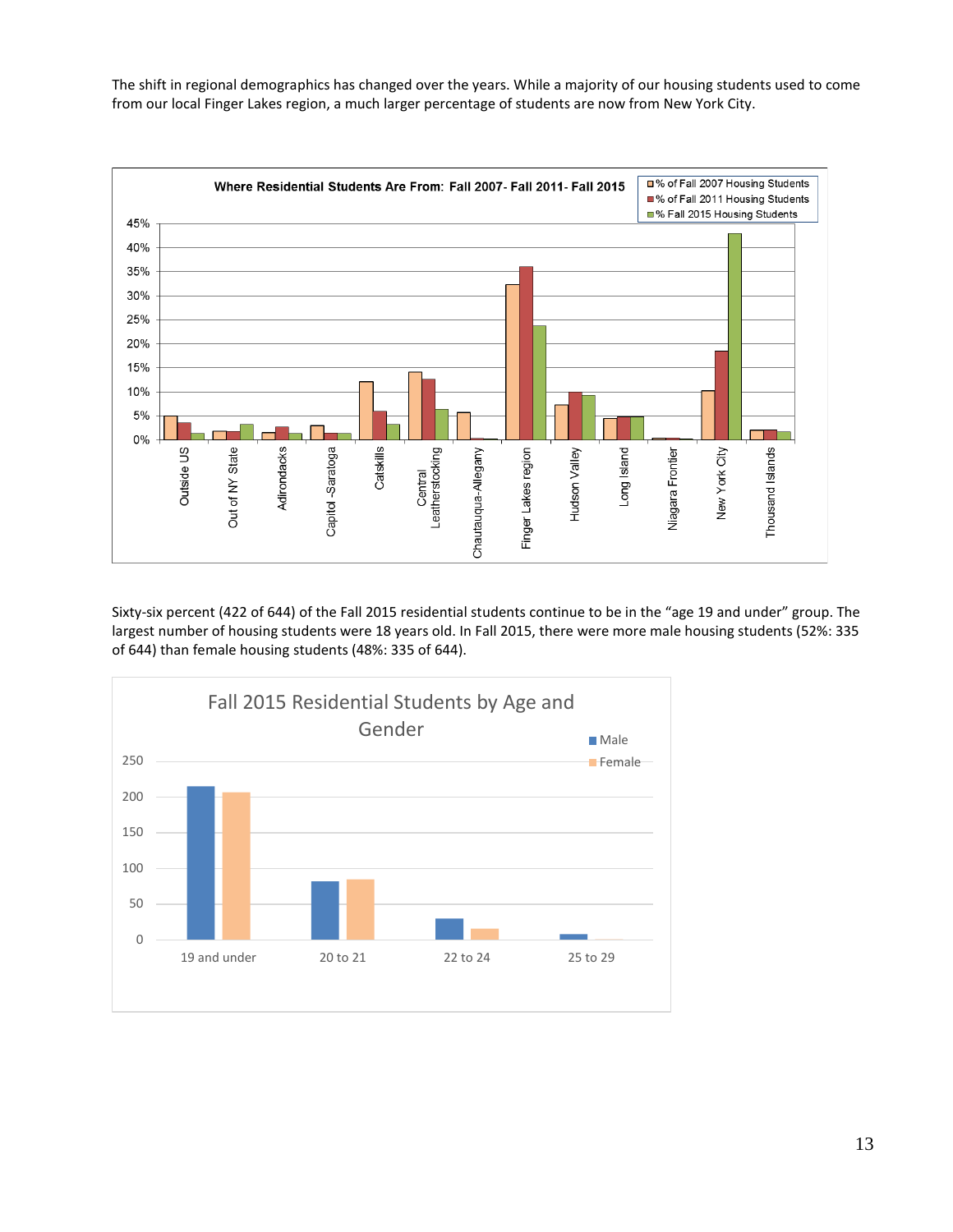The shift in regional demographics has changed over the years. While a majority of our housing students used to come from our local Finger Lakes region, a much larger percentage of students are now from New York City.

Sixty-six percent (422 of 644) of the Fall 2015 residential students continue to be in the "age 19 and under" group. The largest number of housing students were 18 years old. In Fall 2015, there were more male housing students (52%: 335 of 644) than female housing students (48%: 335 of 644).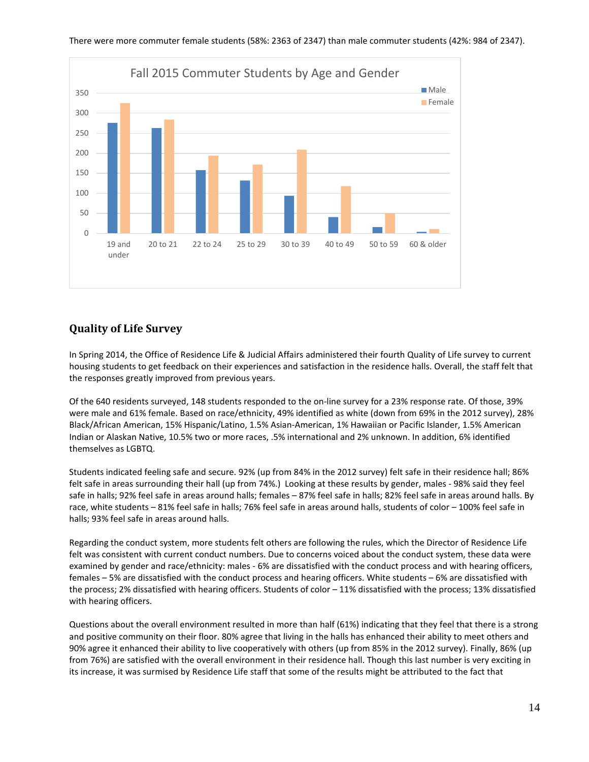There were more commuter female students (58%: 2363 of 2347) than male commuter students (42%: 984 of 2347).

## Quality of Life Survey

In Spring 2014, the Office of Residence Life & Judicial Affairs administered their fourth Quality of Life survey to current housing students to get feedback on their experiences and satisfaction in the residence halls. Overall, the staff felt that the responses greatly improved from previous years.

Of the 640 residents surveyed, 148 students responded to the on-line survey for a 23% response rate. Of those, 39% were male and 61% female. Based on race/ethnicity, 49% identified as white (down from 69% in the 2012 survey), 28% Black/African American, 15% Hispanic/Latino, 1.5% Asian-American, 1% Hawaiian or Pacific Islander, 1.5% American Indian or Alaskan Native, 10.5% two or more races, .5% international and 2% unknown. In addition, 6% identified themselves as LGBTQ.

Students indicated feeling safe and secure. 92% (up from 84% in the 2012 survey) felt safe in their residence hall; 86% felt safe in areas surrounding their hall (up from 74%.) Looking at these results by gender, males - 98% said they feel safe in halls; 92% feel safe in areas around halls; females – 87% feel safe in halls; 82% feel safe in areas around halls. By race, white students – 81% feel safe in halls; 76% feel safe in areas around halls, students of color – 100% feel safe in halls; 93% feel safe in areas around halls.

Regarding the conduct system, more students felt others are following the rules, which the Director of Residence Life felt was consistent with current conduct numbers. Due to concerns voiced about the conduct system, these data were examined by gender and race/ethnicity: males - 6% are dissatisfied with the conduct process and with hearing officers, females – 5% are dissatisfied with the conduct process and hearing officers. White students – 6% are dissatisfied with the process; 2% dissatisfied with hearing officers. Students of color – 11% dissatisfied with the process; 13% dissatisfied with hearing officers.

Questions about the overall environment resulted in more than half (61%) indicating that they feel that there is a strong and positive community on their floor. 80% agree that living in the halls has enhanced their ability to meet others and 90% agree it enhanced their ability to live cooperatively with others (up from 85% in the 2012 survey). Finally, 86% (up from 76%) are satisfied with the overall environment in their residence hall. Though this last number is very exciting in its increase, it was surmised by Residence Life staff that some of the results might be attributed to the fact that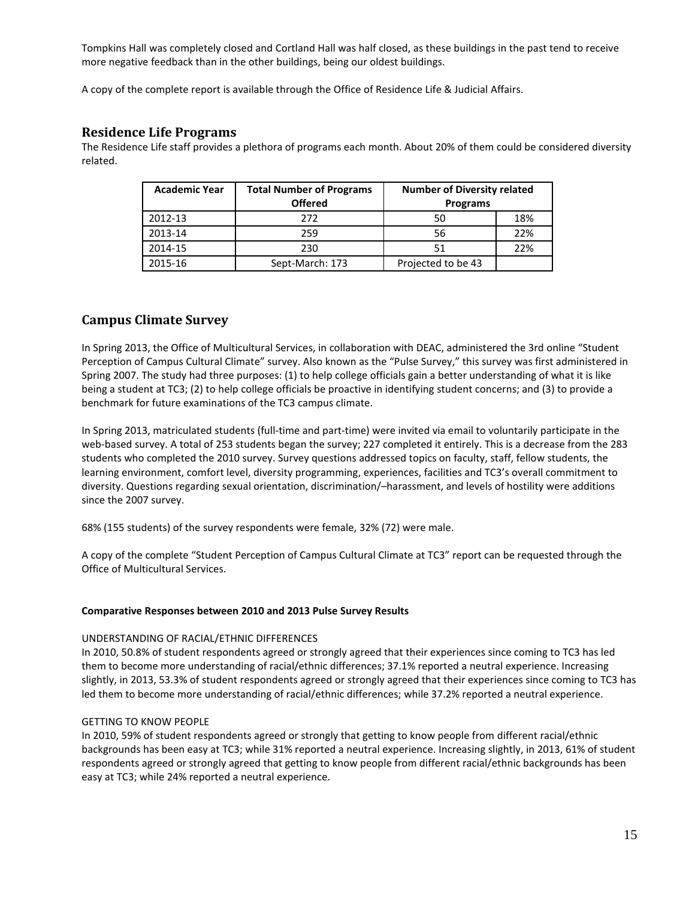Tompkins Hall was completely closed and Cortland Hall was half closed, as these buildings in the past tend to receive more negative feedback than in the other buildings, being our oldest buildings.

A copy of the complete report is available through the Office of Residence Life & Judicial Affairs.

## Residence Life Programs

The Residence Life staff provides a plethora of programs each month. About 20% of them could be considered diversity related.

| Academic Year | Total Number of Programs Offered | Number of Diversity related Programs | |
|---|---|---|---|
| 2012-13 | 272 | 50 | 18% |
| 2013-14 | 259 | 56 | 22% |
| 2014-15 | 230 | 51 | 22% |
| 2015-16 | Sept-March: 173 | Projected to be 43 | |

## Campus Climate Survey

In Spring 2013, the Office of Multicultural Services, in collaboration with DEAC, administered the 3rd online "Student Perception of Campus Cultural Climate" survey. Also known as the "Pulse Survey," this survey was first administered in Spring 2007. The study had three purposes: (1) to help college officials gain a better understanding of what it is like being a student at TC3; (2) to help college officials be proactive in identifying student concerns; and (3) to provide a benchmark for future examinations of the TC3 campus climate.

In Spring 2013, matriculated students (full-time and part-time) were invited via email to voluntarily participate in the web-based survey. A total of 253 students began the survey; 227 completed it entirely. This is a decrease from the 283 students who completed the 2010 survey. Survey questions addressed topics on faculty, staff, fellow students, the learning environment, comfort level, diversity programming, experiences, facilities and TC3's overall commitment to diversity. Questions regarding sexual orientation, discrimination/–harassment, and levels of hostility were additions since the 2007 survey.

68% (155 students) of the survey respondents were female, 32% (72) were male.

A copy of the complete "Student Perception of Campus Cultural Climate at TC3" report can be requested through the Office of Multicultural Services.

**Comparative Responses between 2010 and 2013 Pulse Survey Results**

UNDERSTANDING OF RACIAL/ETHNIC DIFFERENCES

In 2010, 50.8% of student respondents agreed or strongly agreed that their experiences since coming to TC3 has led them to become more understanding of racial/ethnic differences; 37.1% reported a neutral experience. Increasing slightly, in 2013, 53.3% of student respondents agreed or strongly agreed that their experiences since coming to TC3 has led them to become more understanding of racial/ethnic differences; while 37.2% reported a neutral experience.

GETTING TO KNOW PEOPLE

In 2010, 59% of student respondents agreed or strongly that getting to know people from different racial/ethnic backgrounds has been easy at TC3; while 31% reported a neutral experience. Increasing slightly, in 2013, 61% of student respondents agreed or strongly agreed that getting to know people from different racial/ethnic backgrounds has been easy at TC3; while 24% reported a neutral experience.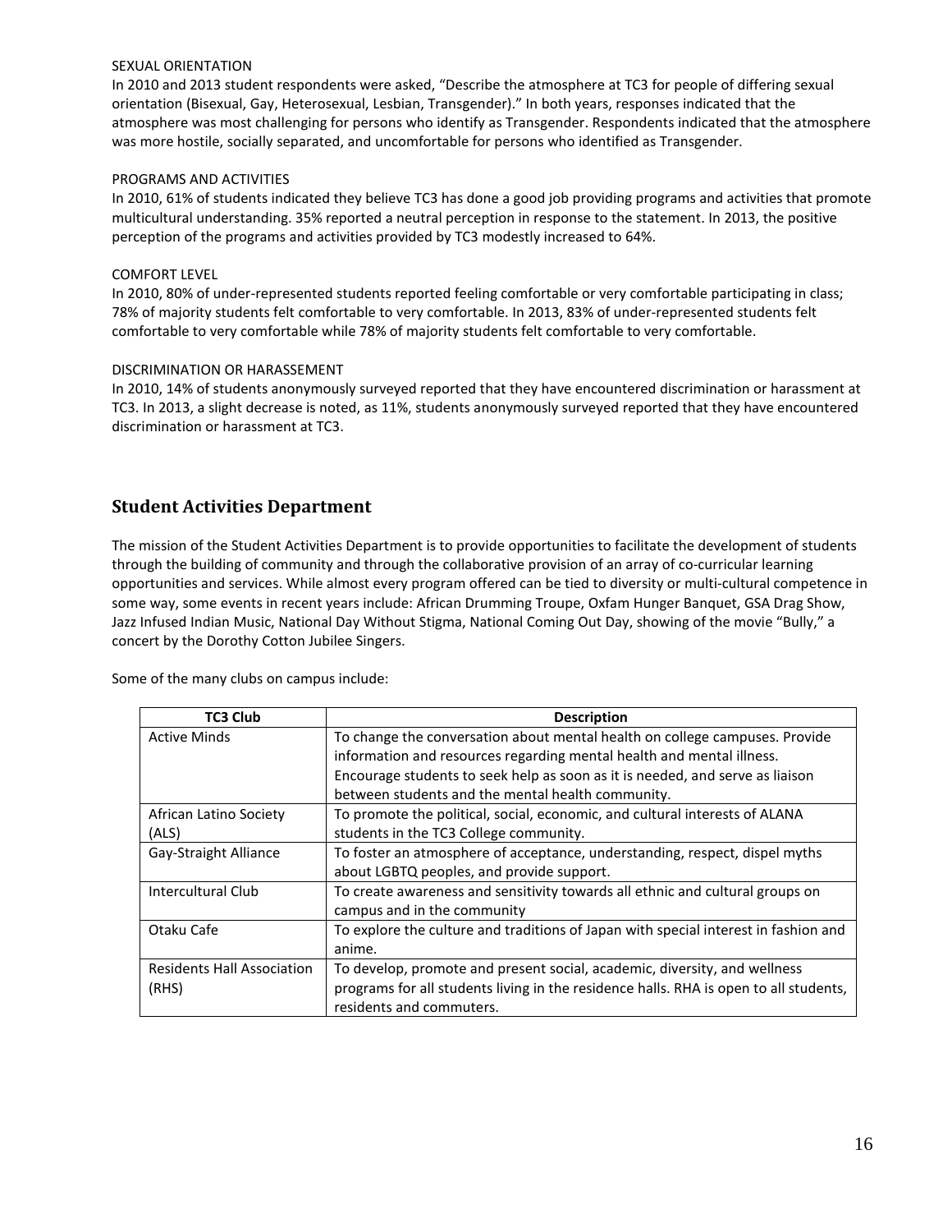SEXUAL ORIENTATION

In 2010 and 2013 student respondents were asked, "Describe the atmosphere at TC3 for people of differing sexual orientation (Bisexual, Gay, Heterosexual, Lesbian, Transgender)." In both years, responses indicated that the atmosphere was most challenging for persons who identify as Transgender. Respondents indicated that the atmosphere was more hostile, socially separated, and uncomfortable for persons who identified as Transgender.

PROGRAMS AND ACTIVITIES

In 2010, 61% of students indicated they believe TC3 has done a good job providing programs and activities that promote multicultural understanding. 35% reported a neutral perception in response to the statement. In 2013, the positive perception of the programs and activities provided by TC3 modestly increased to 64%.

COMFORT LEVEL

In 2010, 80% of under-represented students reported feeling comfortable or very comfortable participating in class; 78% of majority students felt comfortable to very comfortable. In 2013, 83% of under-represented students felt comfortable to very comfortable while 78% of majority students felt comfortable to very comfortable.

DISCRIMINATION OR HARASSEMENT

In 2010, 14% of students anonymously surveyed reported that they have encountered discrimination or harassment at TC3. In 2013, a slight decrease is noted, as 11%, students anonymously surveyed reported that they have encountered discrimination or harassment at TC3.

## Student Activities Department

The mission of the Student Activities Department is to provide opportunities to facilitate the development of students through the building of community and through the collaborative provision of an array of co-curricular learning opportunities and services. While almost every program offered can be tied to diversity or multi-cultural competence in some way, some events in recent years include: African Drumming Troupe, Oxfam Hunger Banquet, GSA Drag Show, Jazz Infused Indian Music, National Day Without Stigma, National Coming Out Day, showing of the movie "Bully," a concert by the Dorothy Cotton Jubilee Singers.

Some of the many clubs on campus include:

| TC3 Club | Description |
|---|---|
| Active Minds | To change the conversation about mental health on college campuses. Provide information and resources regarding mental health and mental illness. Encourage students to seek help as soon as it is needed, and serve as liaison between students and the mental health community. |
| African Latino Society (ALS) | To promote the political, social, economic, and cultural interests of ALANA students in the TC3 College community. |
| Gay-Straight Alliance | To foster an atmosphere of acceptance, understanding, respect, dispel myths about LGBTQ peoples, and provide support. |
| Intercultural Club | To create awareness and sensitivity towards all ethnic and cultural groups on campus and in the community |
| Otaku Cafe | To explore the culture and traditions of Japan with special interest in fashion and anime. |
| Residents Hall Association (RHS) | To develop, promote and present social, academic, diversity, and wellness programs for all students living in the residence halls. RHA is open to all students, residents and commuters. |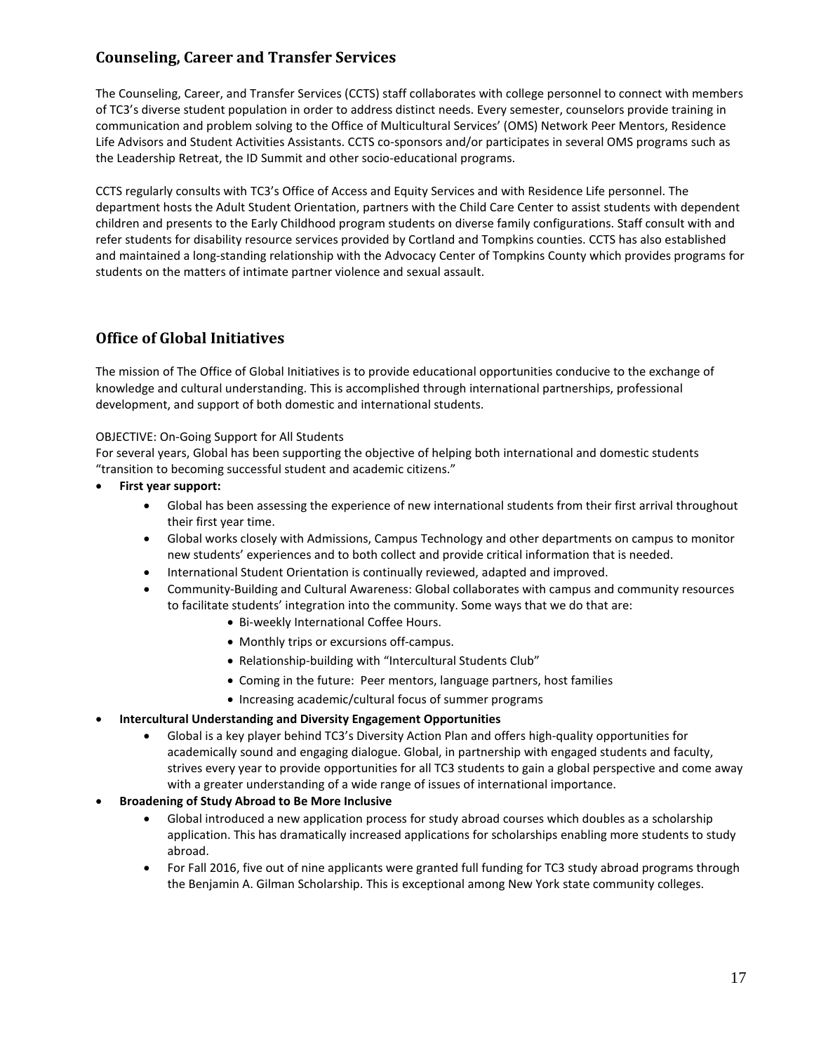## Counseling, Career and Transfer Services

The Counseling, Career, and Transfer Services (CCTS) staff collaborates with college personnel to connect with members of TC3's diverse student population in order to address distinct needs. Every semester, counselors provide training in communication and problem solving to the Office of Multicultural Services' (OMS) Network Peer Mentors, Residence Life Advisors and Student Activities Assistants. CCTS co-sponsors and/or participates in several OMS programs such as the Leadership Retreat, the ID Summit and other socio-educational programs.

CCTS regularly consults with TC3's Office of Access and Equity Services and with Residence Life personnel. The department hosts the Adult Student Orientation, partners with the Child Care Center to assist students with dependent children and presents to the Early Childhood program students on diverse family configurations. Staff consult with and refer students for disability resource services provided by Cortland and Tompkins counties. CCTS has also established and maintained a long-standing relationship with the Advocacy Center of Tompkins County which provides programs for students on the matters of intimate partner violence and sexual assault.

## Office of Global Initiatives

The mission of The Office of Global Initiatives is to provide educational opportunities conducive to the exchange of knowledge and cultural understanding. This is accomplished through international partnerships, professional development, and support of both domestic and international students.

OBJECTIVE: On-Going Support for All Students

For several years, Global has been supporting the objective of helping both international and domestic students "transition to becoming successful student and academic citizens."

- **First year support:**
    - Global has been assessing the experience of new international students from their first arrival throughout their first year time.
    - Global works closely with Admissions, Campus Technology and other departments on campus to monitor new students' experiences and to both collect and provide critical information that is needed.
    - International Student Orientation is continually reviewed, adapted and improved.
    - Community-Building and Cultural Awareness: Global collaborates with campus and community resources to facilitate students' integration into the community. Some ways that we do that are:
        - Bi-weekly International Coffee Hours.
        - Monthly trips or excursions off-campus.
        - Relationship-building with "Intercultural Students Club"
        - Coming in the future: Peer mentors, language partners, host families
        - Increasing academic/cultural focus of summer programs
- **Intercultural Understanding and Diversity Engagement Opportunities**
    - Global is a key player behind TC3's Diversity Action Plan and offers high-quality opportunities for academically sound and engaging dialogue. Global, in partnership with engaged students and faculty, strives every year to provide opportunities for all TC3 students to gain a global perspective and come away with a greater understanding of a wide range of issues of international importance.
- **Broadening of Study Abroad to Be More Inclusive**
    - Global introduced a new application process for study abroad courses which doubles as a scholarship application. This has dramatically increased applications for scholarships enabling more students to study abroad.
    - For Fall 2016, five out of nine applicants were granted full funding for TC3 study abroad programs through the Benjamin A. Gilman Scholarship. This is exceptional among New York state community colleges.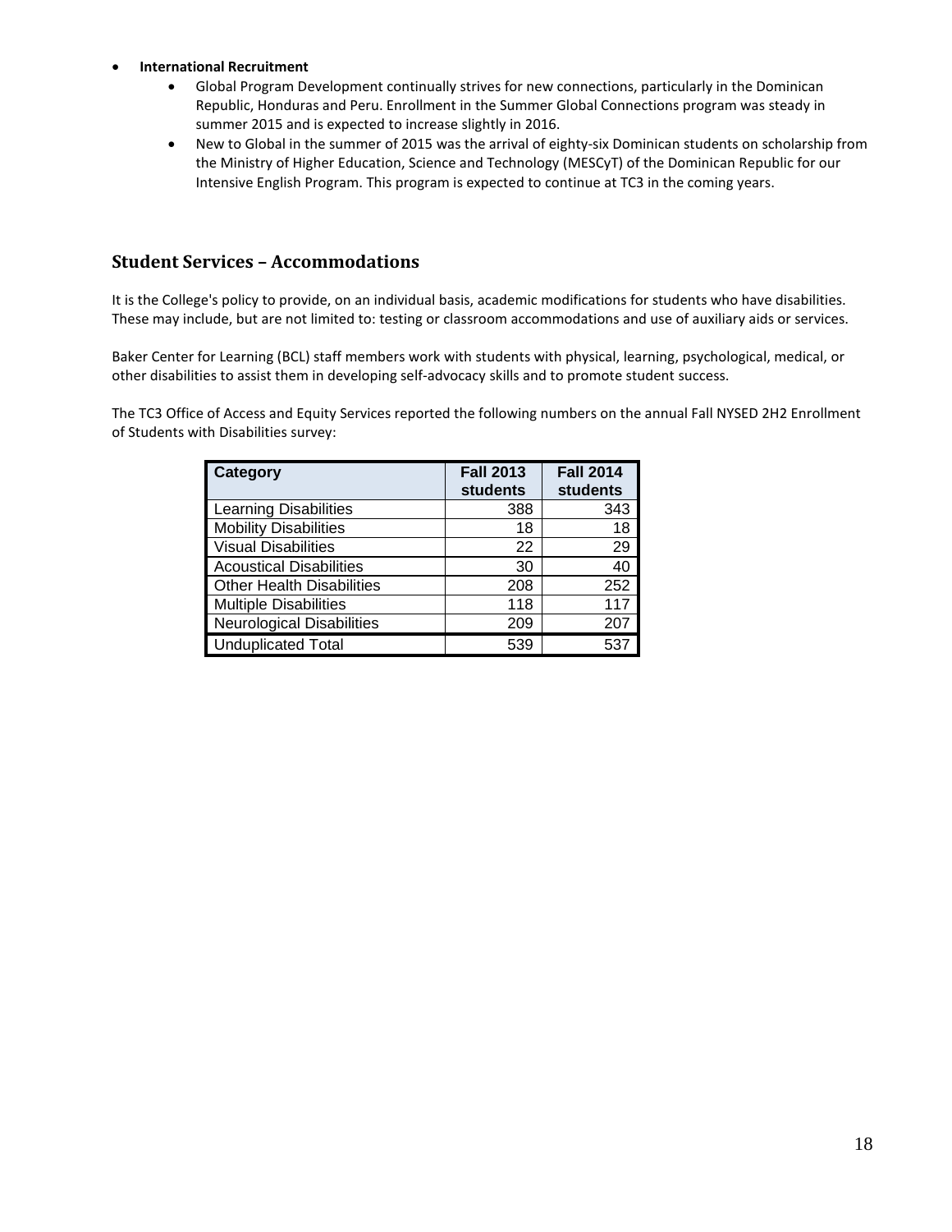- **International Recruitment**
  - Global Program Development continually strives for new connections, particularly in the Dominican Republic, Honduras and Peru. Enrollment in the Summer Global Connections program was steady in summer 2015 and is expected to increase slightly in 2016.
  - New to Global in the summer of 2015 was the arrival of eighty-six Dominican students on scholarship from the Ministry of Higher Education, Science and Technology (MESCyT) of the Dominican Republic for our Intensive English Program. This program is expected to continue at TC3 in the coming years.

## Student Services – Accommodations

It is the College's policy to provide, on an individual basis, academic modifications for students who have disabilities. These may include, but are not limited to: testing or classroom accommodations and use of auxiliary aids or services.

Baker Center for Learning (BCL) staff members work with students with physical, learning, psychological, medical, or other disabilities to assist them in developing self-advocacy skills and to promote student success.

The TC3 Office of Access and Equity Services reported the following numbers on the annual Fall NYSED 2H2 Enrollment of Students with Disabilities survey:

| Category | Fall 2013 students | Fall 2014 students |
|---|---|---|
| Learning Disabilities | 388 | 343 |
| Mobility Disabilities | 18 | 18 |
| Visual Disabilities | 22 | 29 |
| Acoustical Disabilities | 30 | 40 |
| Other Health Disabilities | 208 | 252 |
| Multiple Disabilities | 118 | 117 |
| Neurological Disabilities | 209 | 207 |
| Unduplicated Total | 539 | 537 |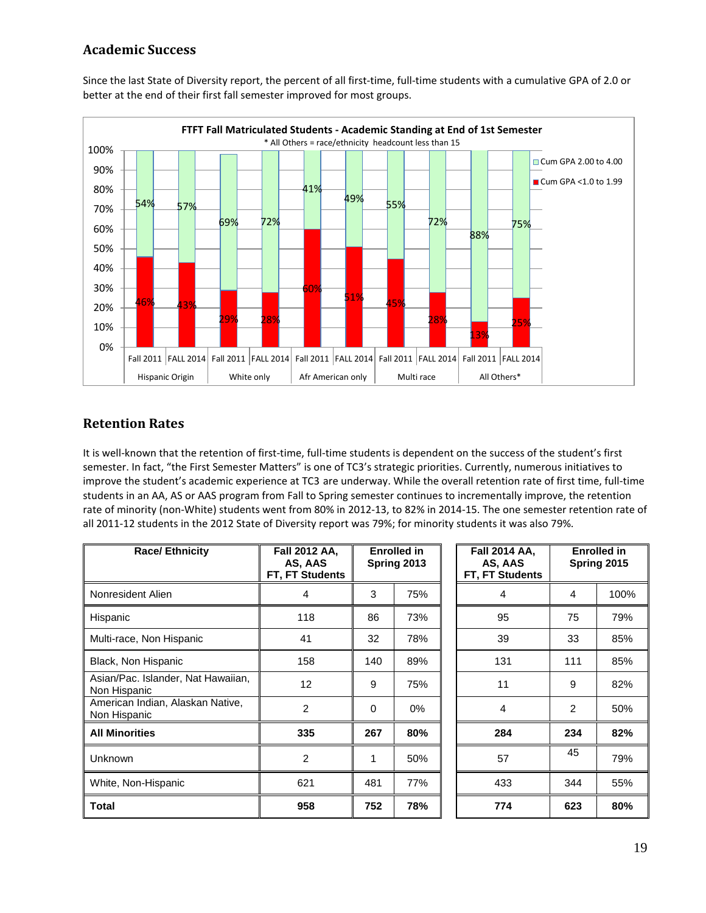## Academic Success

Since the last State of Diversity report, the percent of all first-time, full-time students with a cumulative GPA of 2.0 or better at the end of their first fall semester improved for most groups.

**FTFT Fall Matriculated Students - Academic Standing at End of 1st Semester**

\* All Others = race/ethnicity headcount less than 15

| Group | Term | Cum GPA 2.00 to 4.00 | Cum GPA <1.0 to 1.99 |
|---|---|---|---|
| Hispanic Origin | Fall 2011 | 54% | 46% |
| Hispanic Origin | FALL 2014 | 57% | 43% |
| White only | Fall 2011 | 69% | 29% |
| White only | FALL 2014 | 72% | 28% |
| Afr American only | Fall 2011 | 41% | 60% |
| Afr American only | FALL 2014 | 49% | 51% |
| Multi race | Fall 2011 | 55% | 45% |
| Multi race | FALL 2014 | 72% | 28% |
| All Others* | Fall 2011 | 88% | 13% |
| All Others* | FALL 2014 | 75% | 25% |

## Retention Rates

It is well-known that the retention of first-time, full-time students is dependent on the success of the student's first semester. In fact, "the First Semester Matters" is one of TC3's strategic priorities. Currently, numerous initiatives to improve the student's academic experience at TC3 are underway. While the overall retention rate of first time, full-time students in an AA, AS or AAS program from Fall to Spring semester continues to incrementally improve, the retention rate of minority (non-White) students went from 80% in 2012-13, to 82% in 2014-15. The one semester retention rate of all 2011-12 students in the 2012 State of Diversity report was 79%; for minority students it was also 79%.

| Race/ Ethnicity | Fall 2012 AA, AS, AAS FT, FT Students | Enrolled in Spring 2013 | | Fall 2014 AA, AS, AAS FT, FT Students | Enrolled in Spring 2015 | |
|---|---|---|---|---|---|---|
| Nonresident Alien | 4 | 3 | 75% | 4 | 4 | 100% |
| Hispanic | 118 | 86 | 73% | 95 | 75 | 79% |
| Multi-race, Non Hispanic | 41 | 32 | 78% | 39 | 33 | 85% |
| Black, Non Hispanic | 158 | 140 | 89% | 131 | 111 | 85% |
| Asian/Pac. Islander, Nat Hawaiian, Non Hispanic | 12 | 9 | 75% | 11 | 9 | 82% |
| American Indian, Alaskan Native, Non Hispanic | 2 | 0 | 0% | 4 | 2 | 50% |
| **All Minorities** | **335** | **267** | **80%** | **284** | **234** | **82%** |
| Unknown | 2 | 1 | 50% | 57 | 45 | 79% |
| White, Non-Hispanic | 621 | 481 | 77% | 433 | 344 | 55% |
| **Total** | **958** | **752** | **78%** | **774** | **623** | **80%** |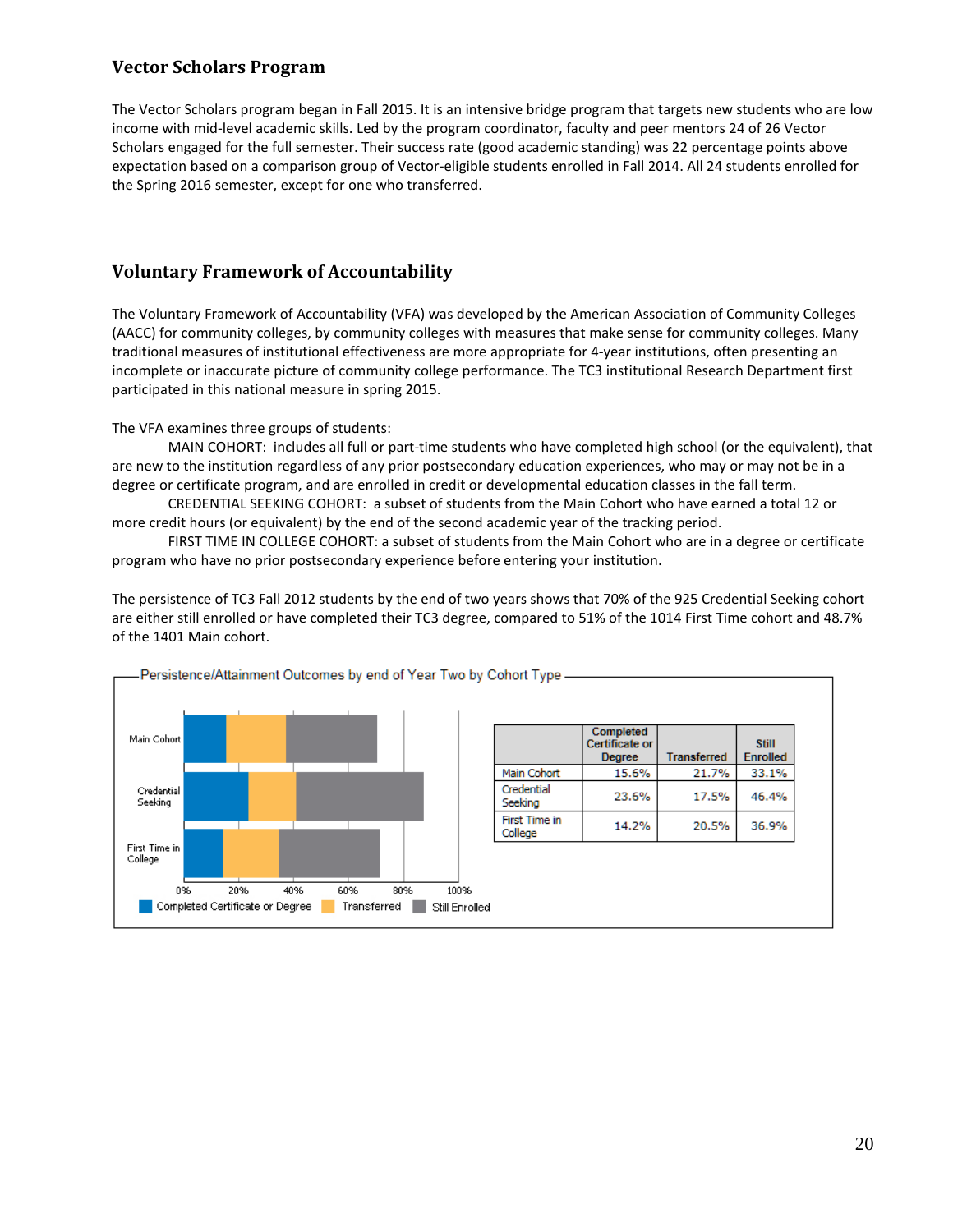## Vector Scholars Program

The Vector Scholars program began in Fall 2015. It is an intensive bridge program that targets new students who are low income with mid-level academic skills. Led by the program coordinator, faculty and peer mentors 24 of 26 Vector Scholars engaged for the full semester. Their success rate (good academic standing) was 22 percentage points above expectation based on a comparison group of Vector-eligible students enrolled in Fall 2014. All 24 students enrolled for the Spring 2016 semester, except for one who transferred.

## Voluntary Framework of Accountability

The Voluntary Framework of Accountability (VFA) was developed by the American Association of Community Colleges (AACC) for community colleges, by community colleges with measures that make sense for community colleges. Many traditional measures of institutional effectiveness are more appropriate for 4-year institutions, often presenting an incomplete or inaccurate picture of community college performance. The TC3 institutional Research Department first participated in this national measure in spring 2015.

The VFA examines three groups of students:

MAIN COHORT: includes all full or part-time students who have completed high school (or the equivalent), that are new to the institution regardless of any prior postsecondary education experiences, who may or may not be in a degree or certificate program, and are enrolled in credit or developmental education classes in the fall term.

CREDENTIAL SEEKING COHORT: a subset of students from the Main Cohort who have earned a total 12 or more credit hours (or equivalent) by the end of the second academic year of the tracking period.

FIRST TIME IN COLLEGE COHORT: a subset of students from the Main Cohort who are in a degree or certificate program who have no prior postsecondary experience before entering your institution.

The persistence of TC3 Fall 2012 students by the end of two years shows that 70% of the 925 Credential Seeking cohort are either still enrolled or have completed their TC3 degree, compared to 51% of the 1014 First Time cohort and 48.7% of the 1401 Main cohort.

Persistence/Attainment Outcomes by end of Year Two by Cohort Type

| | Completed Certificate or Degree | Transferred | Still Enrolled |
|---|---|---|---|
| Main Cohort | 15.6% | 21.7% | 33.1% |
| Credential Seeking | 23.6% | 17.5% | 46.4% |
| First Time in College | 14.2% | 20.5% | 36.9% |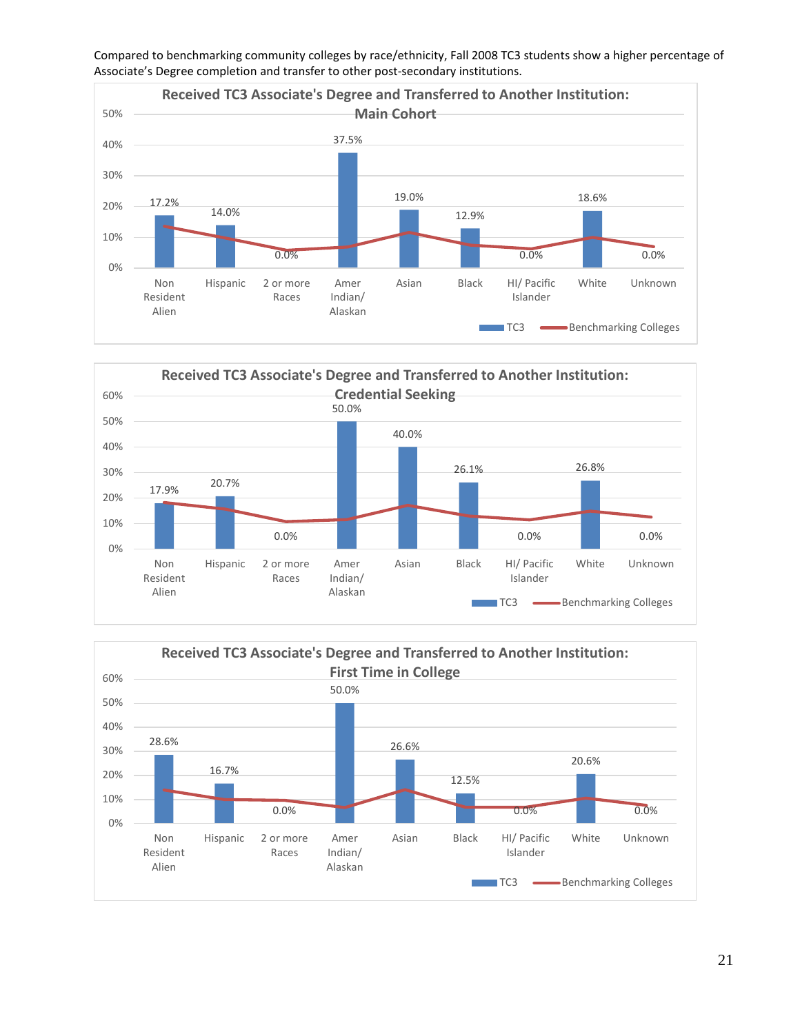Compared to benchmarking community colleges by race/ethnicity, Fall 2008 TC3 students show a higher percentage of Associate's Degree completion and transfer to other post-secondary institutions.

**Received TC3 Associate's Degree and Transferred to Another Institution: Main Cohort**

| Race/Ethnicity | TC3 |
|---|---|
| Non Resident Alien | 17.2% |
| Hispanic | 14.0% |
| 2 or more Races | 0.0% |
| Amer Indian/ Alaskan | 37.5% |
| Asian | 19.0% |
| Black | 12.9% |
| HI/ Pacific Islander | 0.0% |
| White | 18.6% |
| Unknown | 0.0% |

**Received TC3 Associate's Degree and Transferred to Another Institution: Credential Seeking**

| Race/Ethnicity | TC3 |
|---|---|
| Non Resident Alien | 17.9% |
| Hispanic | 20.7% |
| 2 or more Races | 0.0% |
| Amer Indian/ Alaskan | 50.0% |
| Asian | 40.0% |
| Black | 26.1% |
| HI/ Pacific Islander | 0.0% |
| White | 26.8% |
| Unknown | 0.0% |

**Received TC3 Associate's Degree and Transferred to Another Institution: First Time in College**

| Race/Ethnicity | TC3 |
|---|---|
| Non Resident Alien | 28.6% |
| Hispanic | 16.7% |
| 2 or more Races | 0.0% |
| Amer Indian/ Alaskan | 50.0% |
| Asian | 26.6% |
| Black | 12.5% |
| HI/ Pacific Islander | 0.0% |
| White | 20.6% |
| Unknown | 0.0% |

Legend: TC3; Benchmarking Colleges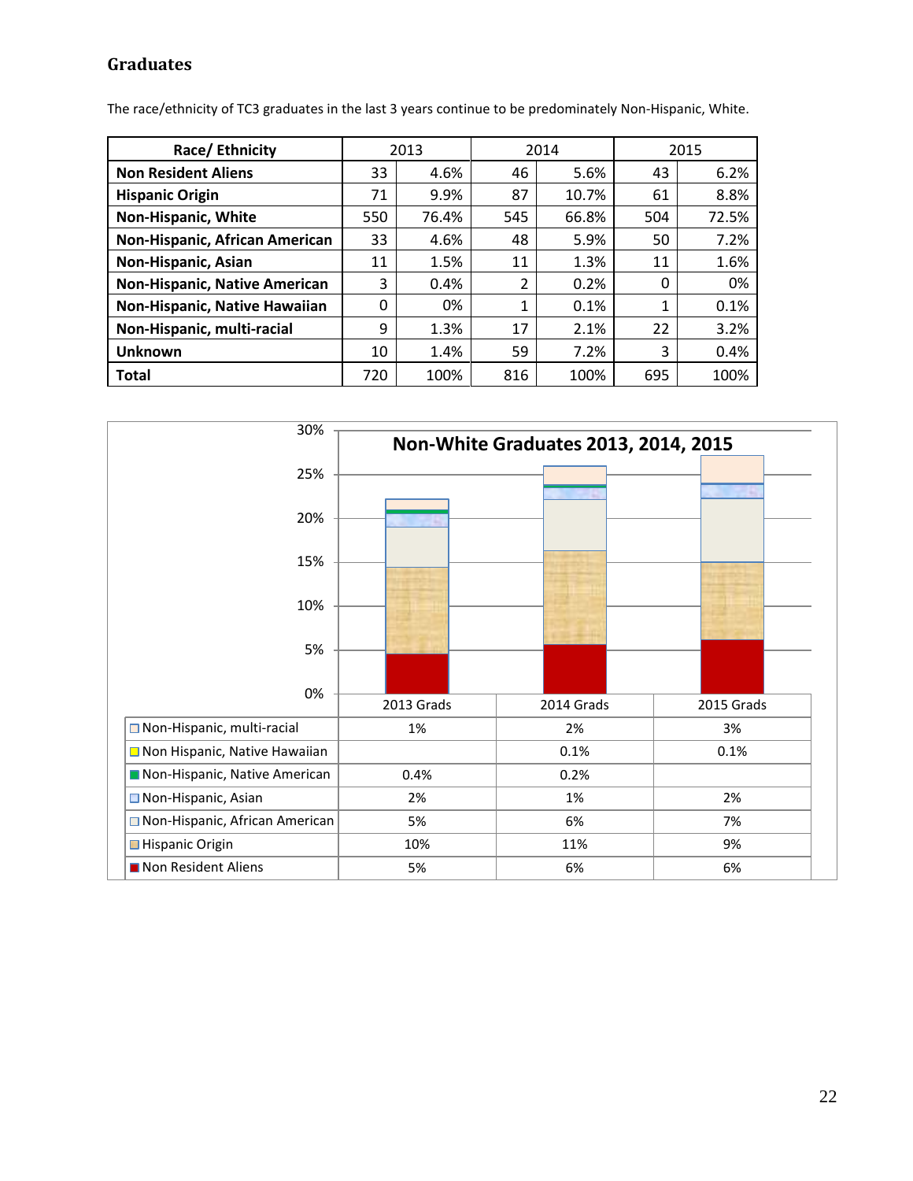## Graduates

The race/ethnicity of TC3 graduates in the last 3 years continue to be predominately Non-Hispanic, White.

| Race/ Ethnicity | 2013 | | 2014 | | 2015 | |
|---|---|---|---|---|---|---|
| **Non Resident Aliens** | 33 | 4.6% | 46 | 5.6% | 43 | 6.2% |
| **Hispanic Origin** | 71 | 9.9% | 87 | 10.7% | 61 | 8.8% |
| **Non-Hispanic, White** | 550 | 76.4% | 545 | 66.8% | 504 | 72.5% |
| **Non-Hispanic, African American** | 33 | 4.6% | 48 | 5.9% | 50 | 7.2% |
| **Non-Hispanic, Asian** | 11 | 1.5% | 11 | 1.3% | 11 | 1.6% |
| **Non-Hispanic, Native American** | 3 | 0.4% | 2 | 0.2% | 0 | 0% |
| **Non-Hispanic, Native Hawaiian** | 0 | 0% | 1 | 0.1% | 1 | 0.1% |
| **Non-Hispanic, multi-racial** | 9 | 1.3% | 17 | 2.1% | 22 | 3.2% |
| **Unknown** | 10 | 1.4% | 59 | 7.2% | 3 | 0.4% |
| **Total** | 720 | 100% | 816 | 100% | 695 | 100% |

**Non-White Graduates 2013, 2014, 2015**

| | 2013 Grads | 2014 Grads | 2015 Grads |
|---|---|---|---|
| Non-Hispanic, multi-racial | 1% | 2% | 3% |
| Non Hispanic, Native Hawaiian | | 0.1% | 0.1% |
| Non-Hispanic, Native American | 0.4% | 0.2% | |
| Non-Hispanic, Asian | 2% | 1% | 2% |
| Non-Hispanic, African American | 5% | 6% | 7% |
| Hispanic Origin | 10% | 11% | 9% |
| Non Resident Aliens | 5% | 6% | 6% |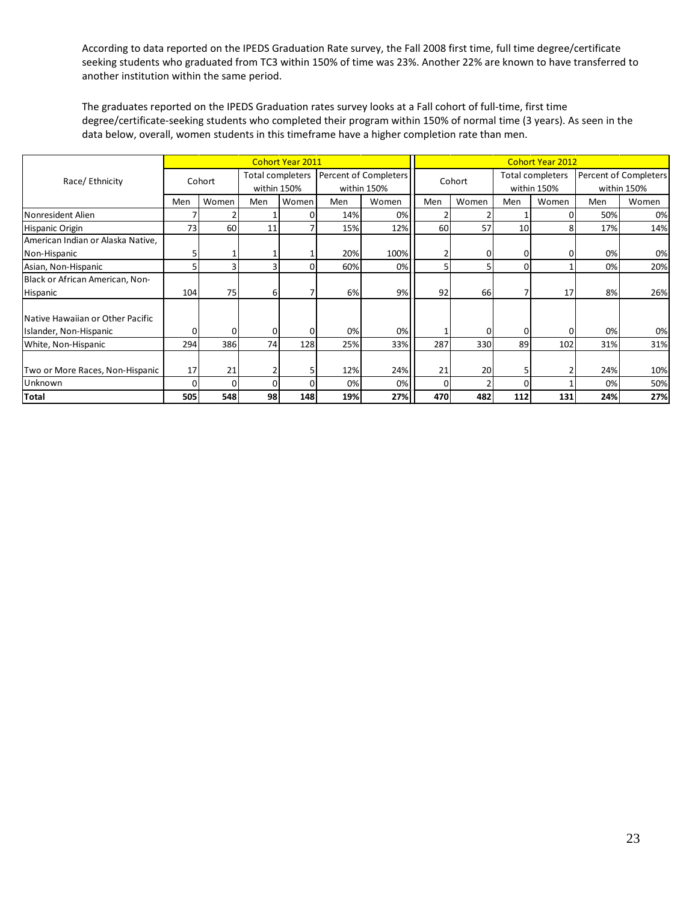According to data reported on the IPEDS Graduation Rate survey, the Fall 2008 first time, full time degree/certificate seeking students who graduated from TC3 within 150% of time was 23%. Another 22% are known to have transferred to another institution within the same period.

The graduates reported on the IPEDS Graduation rates survey looks at a Fall cohort of full-time, first time degree/certificate-seeking students who completed their program within 150% of normal time (3 years). As seen in the data below, overall, women students in this timeframe have a higher completion rate than men.

| Race/ Ethnicity | Cohort Year 2011 | | | | | | Cohort Year 2012 | | | | | |
|---|---|---|---|---|---|---|---|---|---|---|---|---|
| | Cohort | | Total completers within 150% | | Percent of Completers within 150% | | Cohort | | Total completers within 150% | | Percent of Completers within 150% | |
| | Men | Women | Men | Women | Men | Women | Men | Women | Men | Women | Men | Women |
| Nonresident Alien | 7 | 2 | 1 | 0 | 14% | 0% | 2 | 2 | 1 | 0 | 50% | 0% |
| Hispanic Origin | 73 | 60 | 11 | 7 | 15% | 12% | 60 | 57 | 10 | 8 | 17% | 14% |
| American Indian or Alaska Native, Non-Hispanic | 5 | 1 | 1 | 1 | 20% | 100% | 2 | 0 | 0 | 0 | 0% | 0% |
| Asian, Non-Hispanic | 5 | 3 | 3 | 0 | 60% | 0% | 5 | 5 | 0 | 1 | 0% | 20% |
| Black or African American, Non-Hispanic | 104 | 75 | 6 | 7 | 6% | 9% | 92 | 66 | 7 | 17 | 8% | 26% |
| Native Hawaiian or Other Pacific Islander, Non-Hispanic | 0 | 0 | 0 | 0 | 0% | 0% | 1 | 0 | 0 | 0 | 0% | 0% |
| White, Non-Hispanic | 294 | 386 | 74 | 128 | 25% | 33% | 287 | 330 | 89 | 102 | 31% | 31% |
| Two or More Races, Non-Hispanic | 17 | 21 | 2 | 5 | 12% | 24% | 21 | 20 | 5 | 2 | 24% | 10% |
| Unknown | 0 | 0 | 0 | 0 | 0% | 0% | 0 | 2 | 0 | 1 | 0% | 50% |
| **Total** | **505** | **548** | **98** | **148** | **19%** | **27%** | **470** | **482** | **112** | **131** | **24%** | **27%** |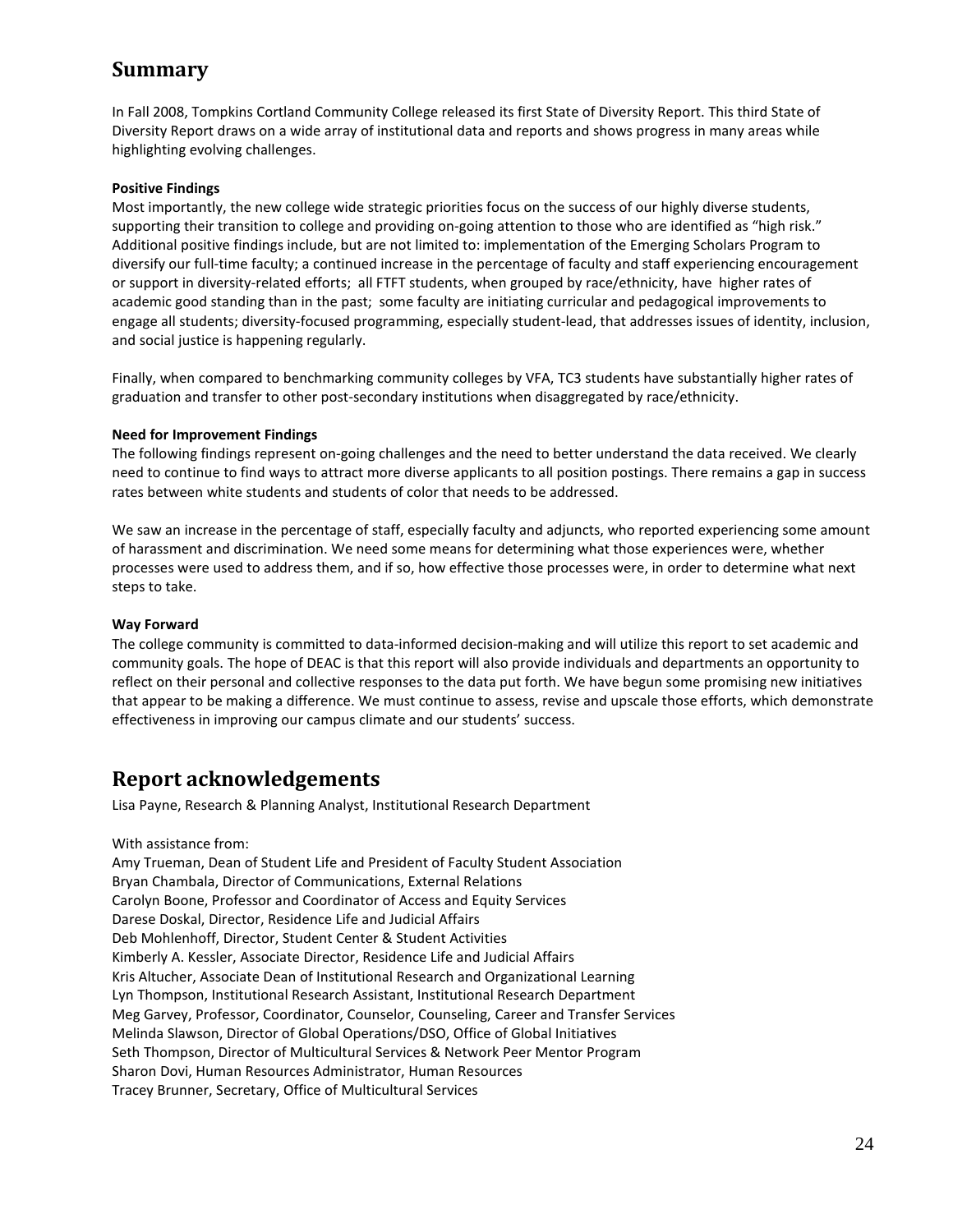## Summary

In Fall 2008, Tompkins Cortland Community College released its first State of Diversity Report. This third State of Diversity Report draws on a wide array of institutional data and reports and shows progress in many areas while highlighting evolving challenges.

**Positive Findings**

Most importantly, the new college wide strategic priorities focus on the success of our highly diverse students, supporting their transition to college and providing on-going attention to those who are identified as "high risk." Additional positive findings include, but are not limited to: implementation of the Emerging Scholars Program to diversify our full-time faculty; a continued increase in the percentage of faculty and staff experiencing encouragement or support in diversity-related efforts; all FTFT students, when grouped by race/ethnicity, have higher rates of academic good standing than in the past; some faculty are initiating curricular and pedagogical improvements to engage all students; diversity-focused programming, especially student-lead, that addresses issues of identity, inclusion, and social justice is happening regularly.

Finally, when compared to benchmarking community colleges by VFA, TC3 students have substantially higher rates of graduation and transfer to other post-secondary institutions when disaggregated by race/ethnicity.

**Need for Improvement Findings**

The following findings represent on-going challenges and the need to better understand the data received. We clearly need to continue to find ways to attract more diverse applicants to all position postings. There remains a gap in success rates between white students and students of color that needs to be addressed.

We saw an increase in the percentage of staff, especially faculty and adjuncts, who reported experiencing some amount of harassment and discrimination. We need some means for determining what those experiences were, whether processes were used to address them, and if so, how effective those processes were, in order to determine what next steps to take.

**Way Forward**

The college community is committed to data-informed decision-making and will utilize this report to set academic and community goals. The hope of DEAC is that this report will also provide individuals and departments an opportunity to reflect on their personal and collective responses to the data put forth. We have begun some promising new initiatives that appear to be making a difference. We must continue to assess, revise and upscale those efforts, which demonstrate effectiveness in improving our campus climate and our students' success.

## Report acknowledgements

Lisa Payne, Research & Planning Analyst, Institutional Research Department

With assistance from:

Amy Trueman, Dean of Student Life and President of Faculty Student Association
Bryan Chambala, Director of Communications, External Relations
Carolyn Boone, Professor and Coordinator of Access and Equity Services
Darese Doskal, Director, Residence Life and Judicial Affairs
Deb Mohlenhoff, Director, Student Center & Student Activities
Kimberly A. Kessler, Associate Director, Residence Life and Judicial Affairs
Kris Altucher, Associate Dean of Institutional Research and Organizational Learning
Lyn Thompson, Institutional Research Assistant, Institutional Research Department
Meg Garvey, Professor, Coordinator, Counselor, Counseling, Career and Transfer Services
Melinda Slawson, Director of Global Operations/DSO, Office of Global Initiatives
Seth Thompson, Director of Multicultural Services & Network Peer Mentor Program
Sharon Dovi, Human Resources Administrator, Human Resources
Tracey Brunner, Secretary, Office of Multicultural Services